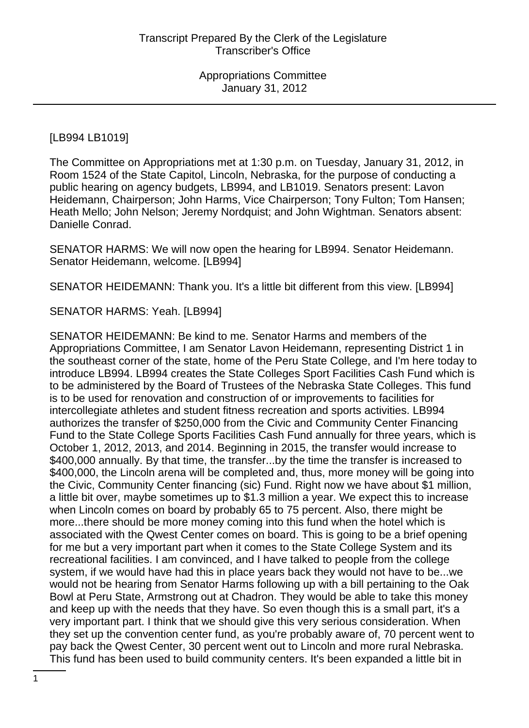[LB994 LB1019]

The Committee on Appropriations met at 1:30 p.m. on Tuesday, January 31, 2012, in Room 1524 of the State Capitol, Lincoln, Nebraska, for the purpose of conducting a public hearing on agency budgets, LB994, and LB1019. Senators present: Lavon Heidemann, Chairperson; John Harms, Vice Chairperson; Tony Fulton; Tom Hansen; Heath Mello; John Nelson; Jeremy Nordquist; and John Wightman. Senators absent: Danielle Conrad.

SENATOR HARMS: We will now open the hearing for LB994. Senator Heidemann. Senator Heidemann, welcome. [LB994]

SENATOR HEIDEMANN: Thank you. It's a little bit different from this view. [LB994]

SENATOR HARMS: Yeah. [LB994]

SENATOR HEIDEMANN: Be kind to me. Senator Harms and members of the Appropriations Committee, I am Senator Lavon Heidemann, representing District 1 in the southeast corner of the state, home of the Peru State College, and I'm here today to introduce LB994. LB994 creates the State Colleges Sport Facilities Cash Fund which is to be administered by the Board of Trustees of the Nebraska State Colleges. This fund is to be used for renovation and construction of or improvements to facilities for intercollegiate athletes and student fitness recreation and sports activities. LB994 authorizes the transfer of $250,000 from the Civic and Community Center Financing Fund to the State College Sports Facilities Cash Fund annually for three years, which is October 1, 2012, 2013, and 2014. Beginning in 2015, the transfer would increase to $400,000 annually. By that time, the transfer...by the time the transfer is increased to $400,000, the Lincoln arena will be completed and, thus, more money will be going into the Civic, Community Center financing (sic) Fund. Right now we have about $1 million, a little bit over, maybe sometimes up to $1.3 million a year. We expect this to increase when Lincoln comes on board by probably 65 to 75 percent. Also, there might be more...there should be more money coming into this fund when the hotel which is associated with the Qwest Center comes on board. This is going to be a brief opening for me but a very important part when it comes to the State College System and its recreational facilities. I am convinced, and I have talked to people from the college system, if we would have had this in place years back they would not have to be...we would not be hearing from Senator Harms following up with a bill pertaining to the Oak Bowl at Peru State, Armstrong out at Chadron. They would be able to take this money and keep up with the needs that they have. So even though this is a small part, it's a very important part. I think that we should give this very serious consideration. When they set up the convention center fund, as you're probably aware of, 70 percent went to pay back the Qwest Center, 30 percent went out to Lincoln and more rural Nebraska. This fund has been used to build community centers. It's been expanded a little bit in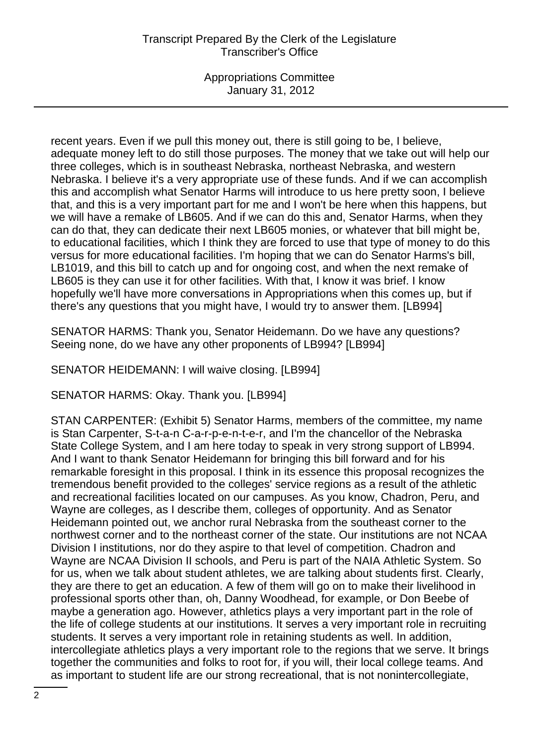recent years. Even if we pull this money out, there is still going to be, I believe, adequate money left to do still those purposes. The money that we take out will help our three colleges, which is in southeast Nebraska, northeast Nebraska, and western Nebraska. I believe it's a very appropriate use of these funds. And if we can accomplish this and accomplish what Senator Harms will introduce to us here pretty soon, I believe that, and this is a very important part for me and I won't be here when this happens, but we will have a remake of LB605. And if we can do this and, Senator Harms, when they can do that, they can dedicate their next LB605 monies, or whatever that bill might be, to educational facilities, which I think they are forced to use that type of money to do this versus for more educational facilities. I'm hoping that we can do Senator Harms's bill, LB1019, and this bill to catch up and for ongoing cost, and when the next remake of LB605 is they can use it for other facilities. With that, I know it was brief. I know hopefully we'll have more conversations in Appropriations when this comes up, but if there's any questions that you might have, I would try to answer them. [LB994]

SENATOR HARMS: Thank you, Senator Heidemann. Do we have any questions? Seeing none, do we have any other proponents of LB994? [LB994]

SENATOR HEIDEMANN: I will waive closing. [LB994]

SENATOR HARMS: Okay. Thank you. [LB994]

STAN CARPENTER: (Exhibit 5) Senator Harms, members of the committee, my name is Stan Carpenter, S-t-a-n C-a-r-p-e-n-t-e-r, and I'm the chancellor of the Nebraska State College System, and I am here today to speak in very strong support of LB994. And I want to thank Senator Heidemann for bringing this bill forward and for his remarkable foresight in this proposal. I think in its essence this proposal recognizes the tremendous benefit provided to the colleges' service regions as a result of the athletic and recreational facilities located on our campuses. As you know, Chadron, Peru, and Wayne are colleges, as I describe them, colleges of opportunity. And as Senator Heidemann pointed out, we anchor rural Nebraska from the southeast corner to the northwest corner and to the northeast corner of the state. Our institutions are not NCAA Division I institutions, nor do they aspire to that level of competition. Chadron and Wayne are NCAA Division II schools, and Peru is part of the NAIA Athletic System. So for us, when we talk about student athletes, we are talking about students first. Clearly, they are there to get an education. A few of them will go on to make their livelihood in professional sports other than, oh, Danny Woodhead, for example, or Don Beebe of maybe a generation ago. However, athletics plays a very important part in the role of the life of college students at our institutions. It serves a very important role in recruiting students. It serves a very important role in retaining students as well. In addition, intercollegiate athletics plays a very important role to the regions that we serve. It brings together the communities and folks to root for, if you will, their local college teams. And as important to student life are our strong recreational, that is not nonintercollegiate,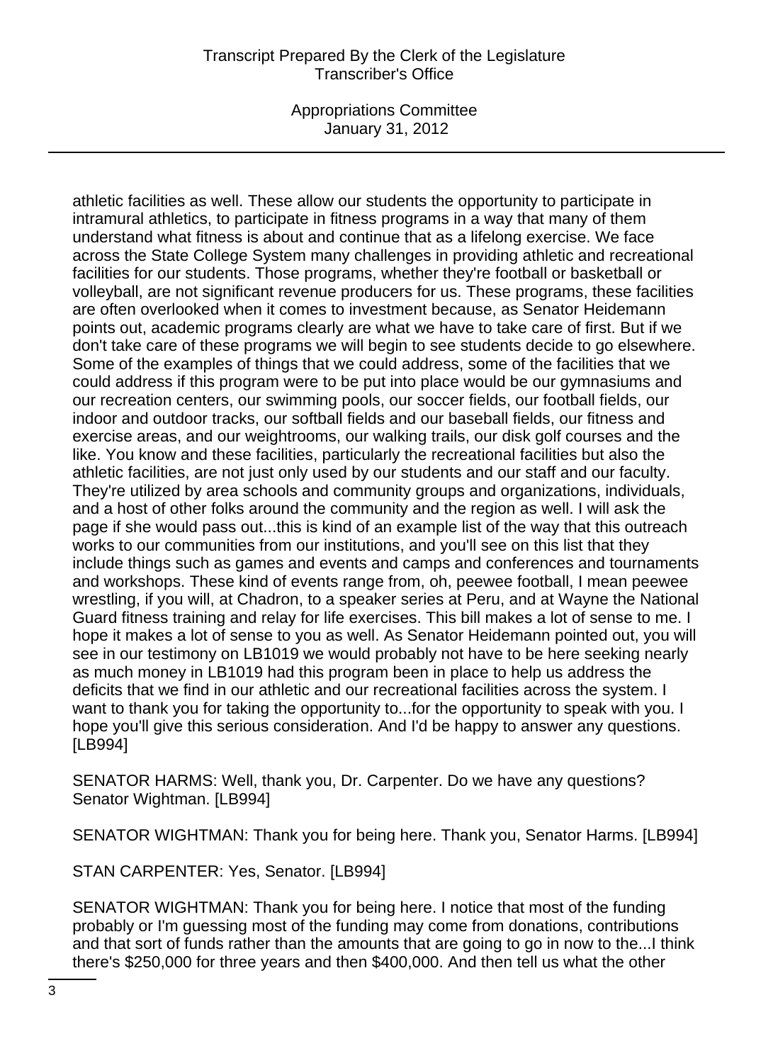athletic facilities as well. These allow our students the opportunity to participate in intramural athletics, to participate in fitness programs in a way that many of them understand what fitness is about and continue that as a lifelong exercise. We face across the State College System many challenges in providing athletic and recreational facilities for our students. Those programs, whether they're football or basketball or volleyball, are not significant revenue producers for us. These programs, these facilities are often overlooked when it comes to investment because, as Senator Heidemann points out, academic programs clearly are what we have to take care of first. But if we don't take care of these programs we will begin to see students decide to go elsewhere. Some of the examples of things that we could address, some of the facilities that we could address if this program were to be put into place would be our gymnasiums and our recreation centers, our swimming pools, our soccer fields, our football fields, our indoor and outdoor tracks, our softball fields and our baseball fields, our fitness and exercise areas, and our weightrooms, our walking trails, our disk golf courses and the like. You know and these facilities, particularly the recreational facilities but also the athletic facilities, are not just only used by our students and our staff and our faculty. They're utilized by area schools and community groups and organizations, individuals, and a host of other folks around the community and the region as well. I will ask the page if she would pass out...this is kind of an example list of the way that this outreach works to our communities from our institutions, and you'll see on this list that they include things such as games and events and camps and conferences and tournaments and workshops. These kind of events range from, oh, peewee football, I mean peewee wrestling, if you will, at Chadron, to a speaker series at Peru, and at Wayne the National Guard fitness training and relay for life exercises. This bill makes a lot of sense to me. I hope it makes a lot of sense to you as well. As Senator Heidemann pointed out, you will see in our testimony on LB1019 we would probably not have to be here seeking nearly as much money in LB1019 had this program been in place to help us address the deficits that we find in our athletic and our recreational facilities across the system. I want to thank you for taking the opportunity to...for the opportunity to speak with you. I hope you'll give this serious consideration. And I'd be happy to answer any questions. [LB994]

SENATOR HARMS: Well, thank you, Dr. Carpenter. Do we have any questions? Senator Wightman. [LB994]

SENATOR WIGHTMAN: Thank you for being here. Thank you, Senator Harms. [LB994]

STAN CARPENTER: Yes, Senator. [LB994]

SENATOR WIGHTMAN: Thank you for being here. I notice that most of the funding probably or I'm guessing most of the funding may come from donations, contributions and that sort of funds rather than the amounts that are going to go in now to the...I think there's $250,000 for three years and then $400,000. And then tell us what the other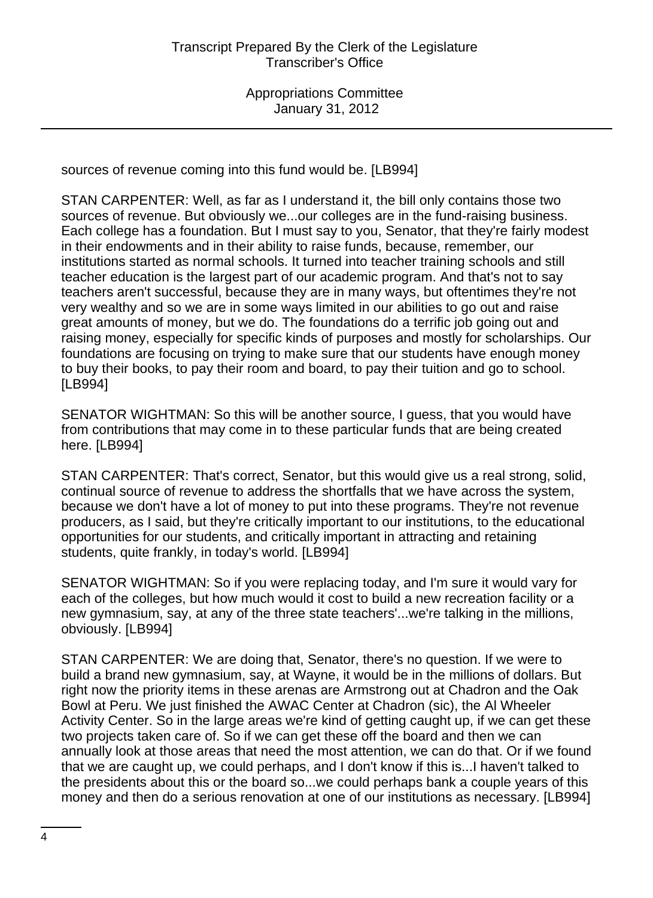sources of revenue coming into this fund would be. [LB994]

STAN CARPENTER: Well, as far as I understand it, the bill only contains those two sources of revenue. But obviously we...our colleges are in the fund-raising business. Each college has a foundation. But I must say to you, Senator, that they're fairly modest in their endowments and in their ability to raise funds, because, remember, our institutions started as normal schools. It turned into teacher training schools and still teacher education is the largest part of our academic program. And that's not to say teachers aren't successful, because they are in many ways, but oftentimes they're not very wealthy and so we are in some ways limited in our abilities to go out and raise great amounts of money, but we do. The foundations do a terrific job going out and raising money, especially for specific kinds of purposes and mostly for scholarships. Our foundations are focusing on trying to make sure that our students have enough money to buy their books, to pay their room and board, to pay their tuition and go to school. [LB994]

SENATOR WIGHTMAN: So this will be another source, I guess, that you would have from contributions that may come in to these particular funds that are being created here. [LB994]

STAN CARPENTER: That's correct, Senator, but this would give us a real strong, solid, continual source of revenue to address the shortfalls that we have across the system, because we don't have a lot of money to put into these programs. They're not revenue producers, as I said, but they're critically important to our institutions, to the educational opportunities for our students, and critically important in attracting and retaining students, quite frankly, in today's world. [LB994]

SENATOR WIGHTMAN: So if you were replacing today, and I'm sure it would vary for each of the colleges, but how much would it cost to build a new recreation facility or a new gymnasium, say, at any of the three state teachers'...we're talking in the millions, obviously. [LB994]

STAN CARPENTER: We are doing that, Senator, there's no question. If we were to build a brand new gymnasium, say, at Wayne, it would be in the millions of dollars. But right now the priority items in these arenas are Armstrong out at Chadron and the Oak Bowl at Peru. We just finished the AWAC Center at Chadron (sic), the Al Wheeler Activity Center. So in the large areas we're kind of getting caught up, if we can get these two projects taken care of. So if we can get these off the board and then we can annually look at those areas that need the most attention, we can do that. Or if we found that we are caught up, we could perhaps, and I don't know if this is...I haven't talked to the presidents about this or the board so...we could perhaps bank a couple years of this money and then do a serious renovation at one of our institutions as necessary. [LB994]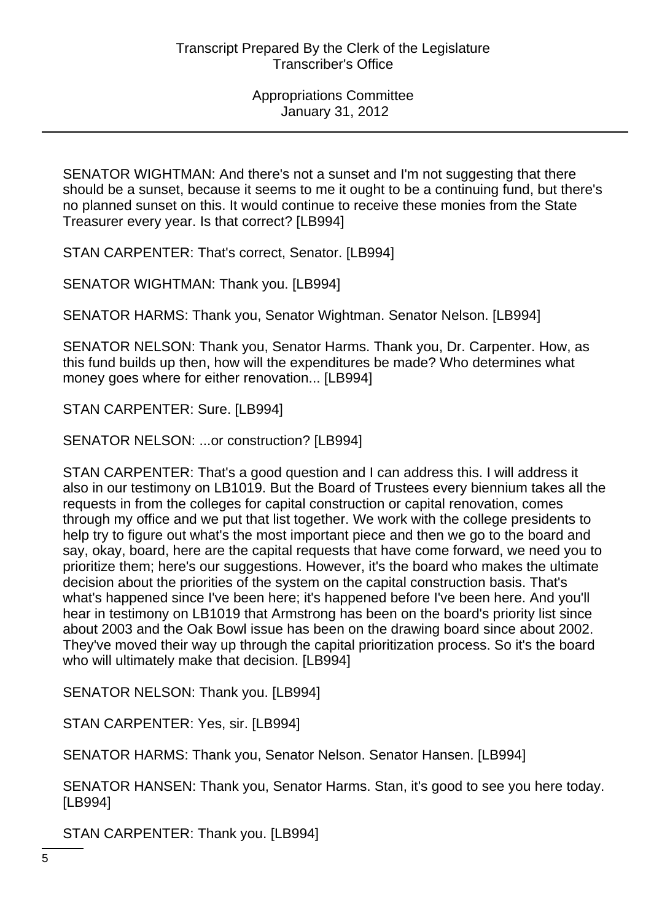SENATOR WIGHTMAN: And there's not a sunset and I'm not suggesting that there should be a sunset, because it seems to me it ought to be a continuing fund, but there's no planned sunset on this. It would continue to receive these monies from the State Treasurer every year. Is that correct? [LB994]

STAN CARPENTER: That's correct, Senator. [LB994]

SENATOR WIGHTMAN: Thank you. [LB994]

SENATOR HARMS: Thank you, Senator Wightman. Senator Nelson. [LB994]

SENATOR NELSON: Thank you, Senator Harms. Thank you, Dr. Carpenter. How, as this fund builds up then, how will the expenditures be made? Who determines what money goes where for either renovation... [LB994]

STAN CARPENTER: Sure. [LB994]

SENATOR NELSON: ...or construction? [LB994]

STAN CARPENTER: That's a good question and I can address this. I will address it also in our testimony on LB1019. But the Board of Trustees every biennium takes all the requests in from the colleges for capital construction or capital renovation, comes through my office and we put that list together. We work with the college presidents to help try to figure out what's the most important piece and then we go to the board and say, okay, board, here are the capital requests that have come forward, we need you to prioritize them; here's our suggestions. However, it's the board who makes the ultimate decision about the priorities of the system on the capital construction basis. That's what's happened since I've been here; it's happened before I've been here. And you'll hear in testimony on LB1019 that Armstrong has been on the board's priority list since about 2003 and the Oak Bowl issue has been on the drawing board since about 2002. They've moved their way up through the capital prioritization process. So it's the board who will ultimately make that decision. [LB994]

SENATOR NELSON: Thank you. [LB994]

STAN CARPENTER: Yes, sir. [LB994]

SENATOR HARMS: Thank you, Senator Nelson. Senator Hansen. [LB994]

SENATOR HANSEN: Thank you, Senator Harms. Stan, it's good to see you here today. [LB994]

STAN CARPENTER: Thank you. [LB994]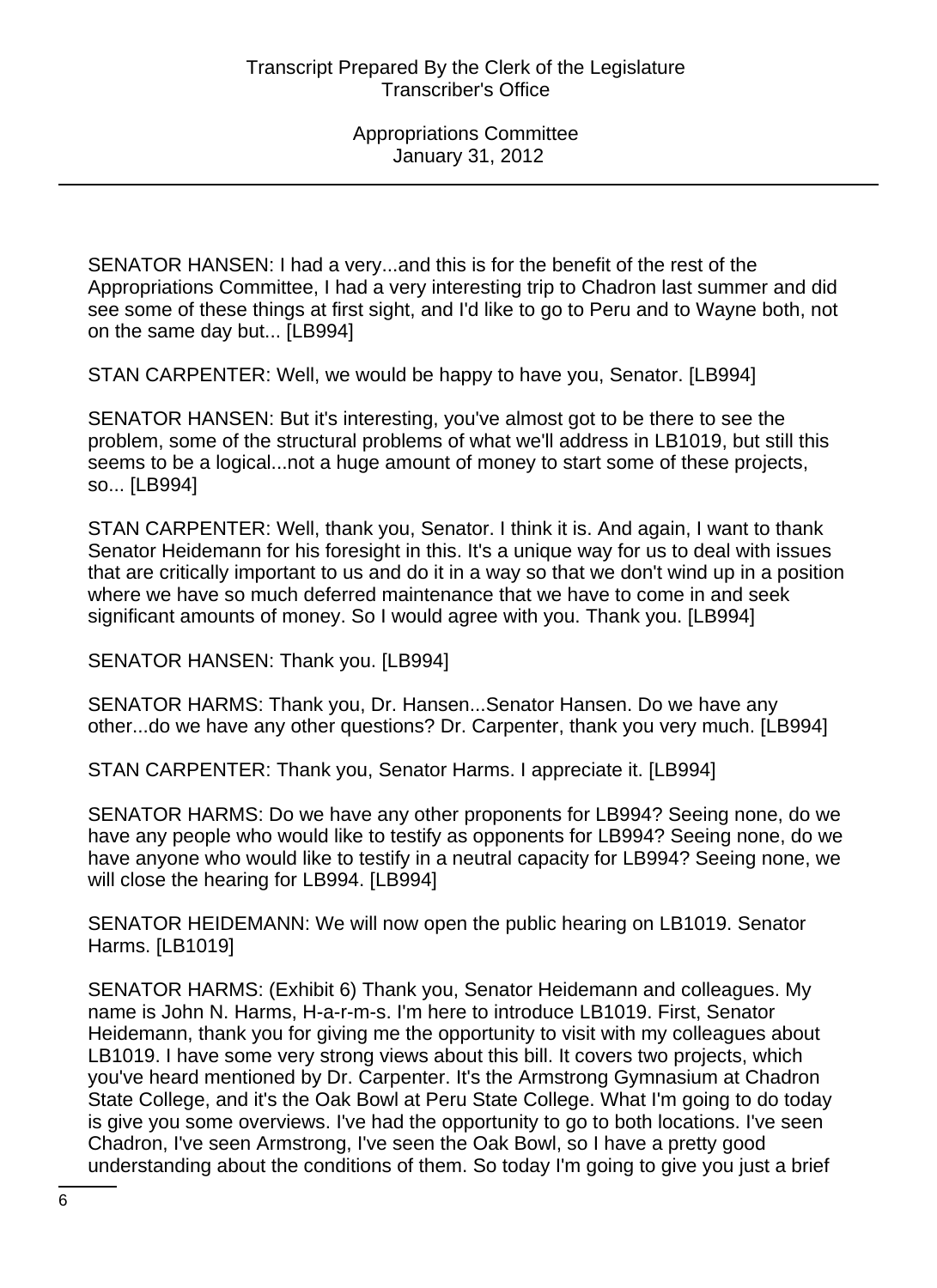SENATOR HANSEN: I had a very...and this is for the benefit of the rest of the Appropriations Committee, I had a very interesting trip to Chadron last summer and did see some of these things at first sight, and I'd like to go to Peru and to Wayne both, not on the same day but... [LB994]

STAN CARPENTER: Well, we would be happy to have you, Senator. [LB994]

SENATOR HANSEN: But it's interesting, you've almost got to be there to see the problem, some of the structural problems of what we'll address in LB1019, but still this seems to be a logical...not a huge amount of money to start some of these projects, so... [LB994]

STAN CARPENTER: Well, thank you, Senator. I think it is. And again, I want to thank Senator Heidemann for his foresight in this. It's a unique way for us to deal with issues that are critically important to us and do it in a way so that we don't wind up in a position where we have so much deferred maintenance that we have to come in and seek significant amounts of money. So I would agree with you. Thank you. [LB994]

SENATOR HANSEN: Thank you. [LB994]

SENATOR HARMS: Thank you, Dr. Hansen...Senator Hansen. Do we have any other...do we have any other questions? Dr. Carpenter, thank you very much. [LB994]

STAN CARPENTER: Thank you, Senator Harms. I appreciate it. [LB994]

SENATOR HARMS: Do we have any other proponents for LB994? Seeing none, do we have any people who would like to testify as opponents for LB994? Seeing none, do we have anyone who would like to testify in a neutral capacity for LB994? Seeing none, we will close the hearing for LB994. [LB994]

SENATOR HEIDEMANN: We will now open the public hearing on LB1019. Senator Harms. [LB1019]

SENATOR HARMS: (Exhibit 6) Thank you, Senator Heidemann and colleagues. My name is John N. Harms, H-a-r-m-s. I'm here to introduce LB1019. First, Senator Heidemann, thank you for giving me the opportunity to visit with my colleagues about LB1019. I have some very strong views about this bill. It covers two projects, which you've heard mentioned by Dr. Carpenter. It's the Armstrong Gymnasium at Chadron State College, and it's the Oak Bowl at Peru State College. What I'm going to do today is give you some overviews. I've had the opportunity to go to both locations. I've seen Chadron, I've seen Armstrong, I've seen the Oak Bowl, so I have a pretty good understanding about the conditions of them. So today I'm going to give you just a brief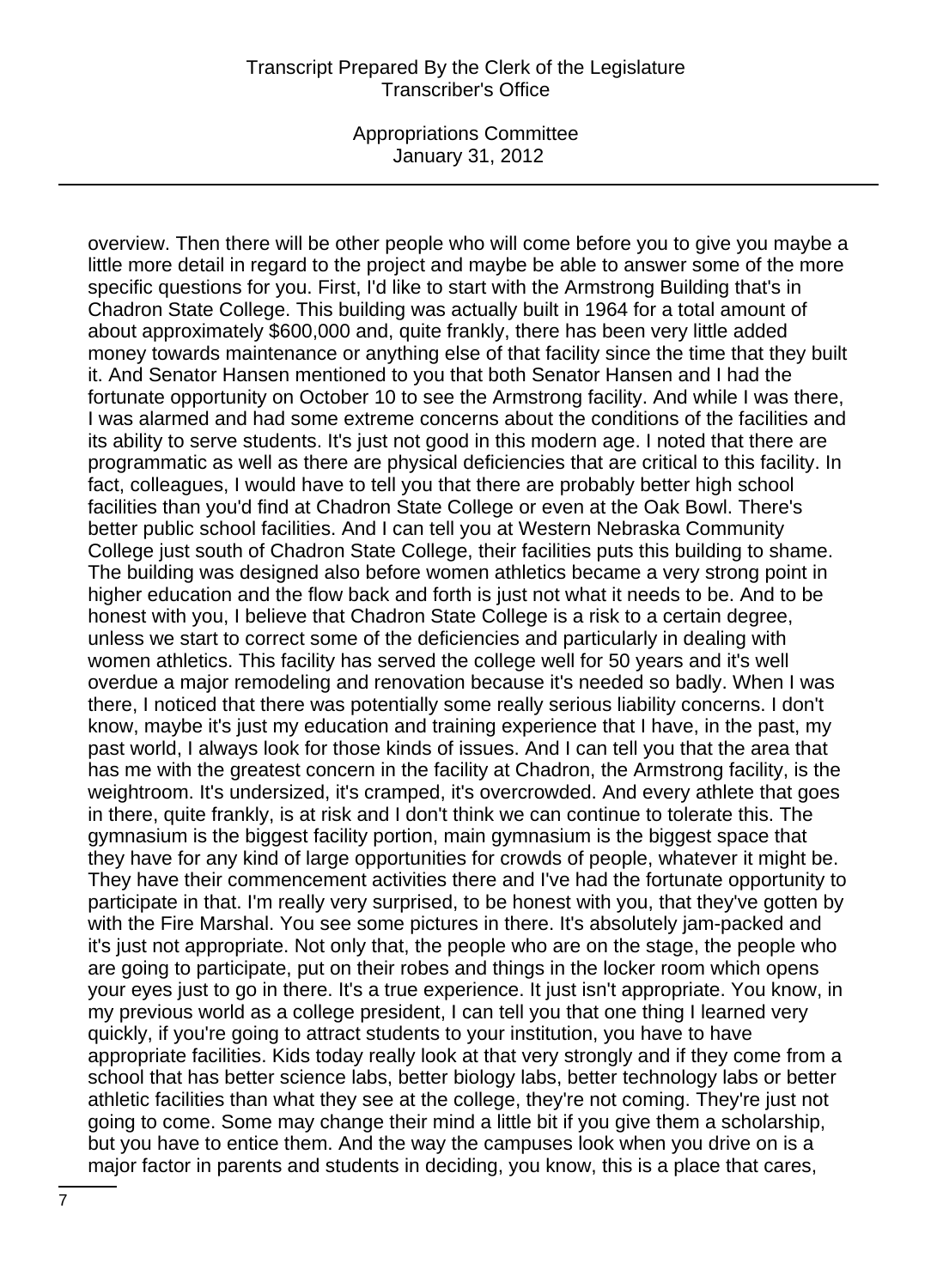overview. Then there will be other people who will come before you to give you maybe a little more detail in regard to the project and maybe be able to answer some of the more specific questions for you. First, I'd like to start with the Armstrong Building that's in Chadron State College. This building was actually built in 1964 for a total amount of about approximately $600,000 and, quite frankly, there has been very little added money towards maintenance or anything else of that facility since the time that they built it. And Senator Hansen mentioned to you that both Senator Hansen and I had the fortunate opportunity on October 10 to see the Armstrong facility. And while I was there, I was alarmed and had some extreme concerns about the conditions of the facilities and its ability to serve students. It's just not good in this modern age. I noted that there are programmatic as well as there are physical deficiencies that are critical to this facility. In fact, colleagues, I would have to tell you that there are probably better high school facilities than you'd find at Chadron State College or even at the Oak Bowl. There's better public school facilities. And I can tell you at Western Nebraska Community College just south of Chadron State College, their facilities puts this building to shame. The building was designed also before women athletics became a very strong point in higher education and the flow back and forth is just not what it needs to be. And to be honest with you, I believe that Chadron State College is a risk to a certain degree, unless we start to correct some of the deficiencies and particularly in dealing with women athletics. This facility has served the college well for 50 years and it's well overdue a major remodeling and renovation because it's needed so badly. When I was there, I noticed that there was potentially some really serious liability concerns. I don't know, maybe it's just my education and training experience that I have, in the past, my past world, I always look for those kinds of issues. And I can tell you that the area that has me with the greatest concern in the facility at Chadron, the Armstrong facility, is the weightroom. It's undersized, it's cramped, it's overcrowded. And every athlete that goes in there, quite frankly, is at risk and I don't think we can continue to tolerate this. The gymnasium is the biggest facility portion, main gymnasium is the biggest space that they have for any kind of large opportunities for crowds of people, whatever it might be. They have their commencement activities there and I've had the fortunate opportunity to participate in that. I'm really very surprised, to be honest with you, that they've gotten by with the Fire Marshal. You see some pictures in there. It's absolutely jam-packed and it's just not appropriate. Not only that, the people who are on the stage, the people who are going to participate, put on their robes and things in the locker room which opens your eyes just to go in there. It's a true experience. It just isn't appropriate. You know, in my previous world as a college president, I can tell you that one thing I learned very quickly, if you're going to attract students to your institution, you have to have appropriate facilities. Kids today really look at that very strongly and if they come from a school that has better science labs, better biology labs, better technology labs or better athletic facilities than what they see at the college, they're not coming. They're just not going to come. Some may change their mind a little bit if you give them a scholarship, but you have to entice them. And the way the campuses look when you drive on is a major factor in parents and students in deciding, you know, this is a place that cares,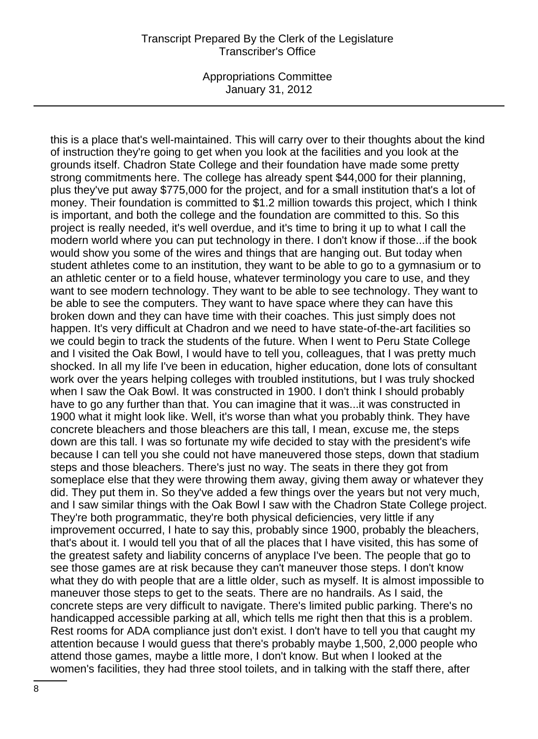this is a place that's well-maintained. This will carry over to their thoughts about the kind of instruction they're going to get when you look at the facilities and you look at the grounds itself. Chadron State College and their foundation have made some pretty strong commitments here. The college has already spent $44,000 for their planning, plus they've put away $775,000 for the project, and for a small institution that's a lot of money. Their foundation is committed to $1.2 million towards this project, which I think is important, and both the college and the foundation are committed to this. So this project is really needed, it's well overdue, and it's time to bring it up to what I call the modern world where you can put technology in there. I don't know if those...if the book would show you some of the wires and things that are hanging out. But today when student athletes come to an institution, they want to be able to go to a gymnasium or to an athletic center or to a field house, whatever terminology you care to use, and they want to see modern technology. They want to be able to see technology. They want to be able to see the computers. They want to have space where they can have this broken down and they can have time with their coaches. This just simply does not happen. It's very difficult at Chadron and we need to have state-of-the-art facilities so we could begin to track the students of the future. When I went to Peru State College and I visited the Oak Bowl, I would have to tell you, colleagues, that I was pretty much shocked. In all my life I've been in education, higher education, done lots of consultant work over the years helping colleges with troubled institutions, but I was truly shocked when I saw the Oak Bowl. It was constructed in 1900. I don't think I should probably have to go any further than that. You can imagine that it was...it was constructed in 1900 what it might look like. Well, it's worse than what you probably think. They have concrete bleachers and those bleachers are this tall, I mean, excuse me, the steps down are this tall. I was so fortunate my wife decided to stay with the president's wife because I can tell you she could not have maneuvered those steps, down that stadium steps and those bleachers. There's just no way. The seats in there they got from someplace else that they were throwing them away, giving them away or whatever they did. They put them in. So they've added a few things over the years but not very much, and I saw similar things with the Oak Bowl I saw with the Chadron State College project. They're both programmatic, they're both physical deficiencies, very little if any improvement occurred, I hate to say this, probably since 1900, probably the bleachers, that's about it. I would tell you that of all the places that I have visited, this has some of the greatest safety and liability concerns of anyplace I've been. The people that go to see those games are at risk because they can't maneuver those steps. I don't know what they do with people that are a little older, such as myself. It is almost impossible to maneuver those steps to get to the seats. There are no handrails. As I said, the concrete steps are very difficult to navigate. There's limited public parking. There's no handicapped accessible parking at all, which tells me right then that this is a problem. Rest rooms for ADA compliance just don't exist. I don't have to tell you that caught my attention because I would guess that there's probably maybe 1,500, 2,000 people who attend those games, maybe a little more, I don't know. But when I looked at the women's facilities, they had three stool toilets, and in talking with the staff there, after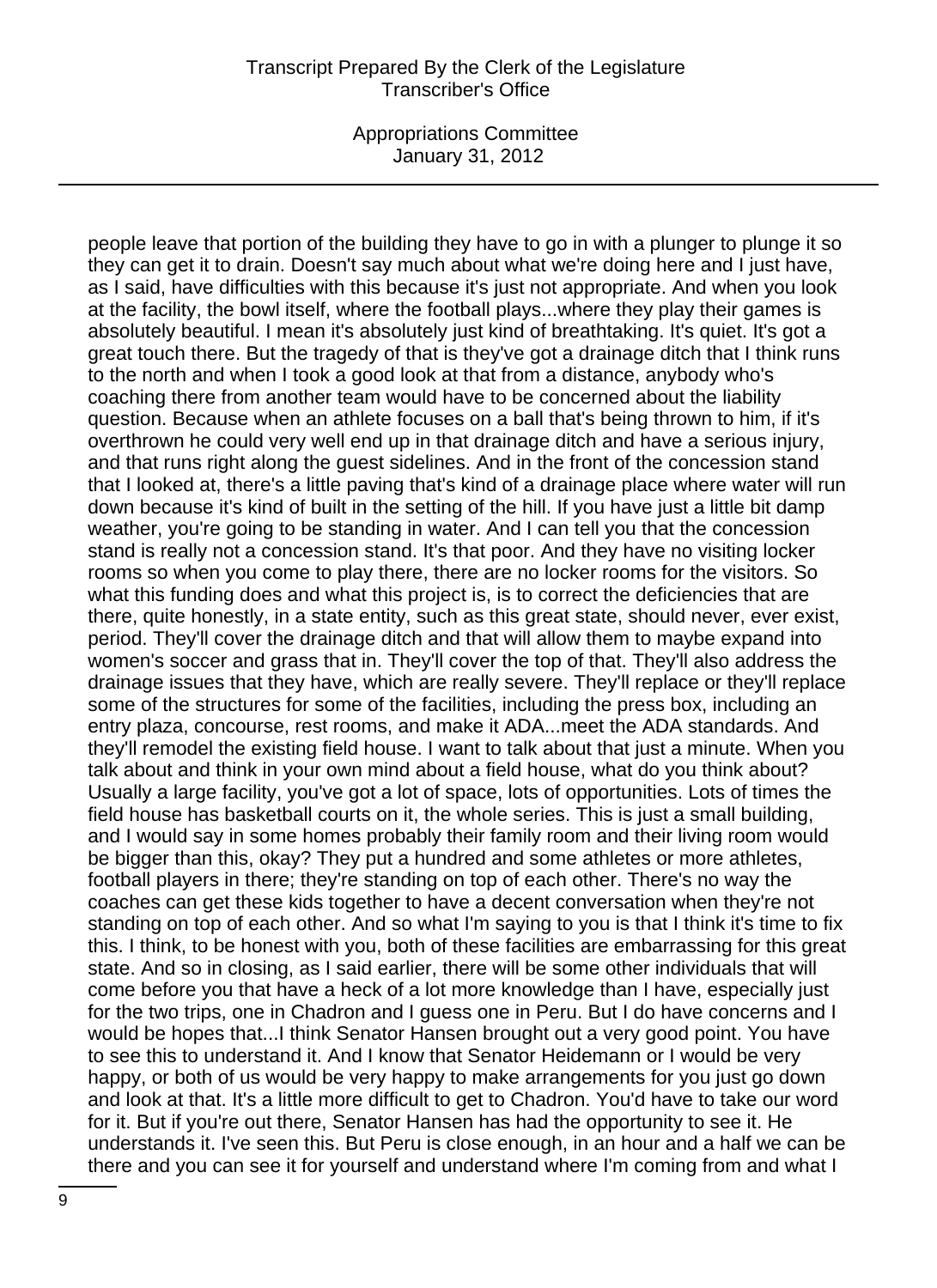people leave that portion of the building they have to go in with a plunger to plunge it so they can get it to drain. Doesn't say much about what we're doing here and I just have, as I said, have difficulties with this because it's just not appropriate. And when you look at the facility, the bowl itself, where the football plays...where they play their games is absolutely beautiful. I mean it's absolutely just kind of breathtaking. It's quiet. It's got a great touch there. But the tragedy of that is they've got a drainage ditch that I think runs to the north and when I took a good look at that from a distance, anybody who's coaching there from another team would have to be concerned about the liability question. Because when an athlete focuses on a ball that's being thrown to him, if it's overthrown he could very well end up in that drainage ditch and have a serious injury, and that runs right along the guest sidelines. And in the front of the concession stand that I looked at, there's a little paving that's kind of a drainage place where water will run down because it's kind of built in the setting of the hill. If you have just a little bit damp weather, you're going to be standing in water. And I can tell you that the concession stand is really not a concession stand. It's that poor. And they have no visiting locker rooms so when you come to play there, there are no locker rooms for the visitors. So what this funding does and what this project is, is to correct the deficiencies that are there, quite honestly, in a state entity, such as this great state, should never, ever exist, period. They'll cover the drainage ditch and that will allow them to maybe expand into women's soccer and grass that in. They'll cover the top of that. They'll also address the drainage issues that they have, which are really severe. They'll replace or they'll replace some of the structures for some of the facilities, including the press box, including an entry plaza, concourse, rest rooms, and make it ADA...meet the ADA standards. And they'll remodel the existing field house. I want to talk about that just a minute. When you talk about and think in your own mind about a field house, what do you think about? Usually a large facility, you've got a lot of space, lots of opportunities. Lots of times the field house has basketball courts on it, the whole series. This is just a small building, and I would say in some homes probably their family room and their living room would be bigger than this, okay? They put a hundred and some athletes or more athletes, football players in there; they're standing on top of each other. There's no way the coaches can get these kids together to have a decent conversation when they're not standing on top of each other. And so what I'm saying to you is that I think it's time to fix this. I think, to be honest with you, both of these facilities are embarrassing for this great state. And so in closing, as I said earlier, there will be some other individuals that will come before you that have a heck of a lot more knowledge than I have, especially just for the two trips, one in Chadron and I guess one in Peru. But I do have concerns and I would be hopes that...I think Senator Hansen brought out a very good point. You have to see this to understand it. And I know that Senator Heidemann or I would be very happy, or both of us would be very happy to make arrangements for you just go down and look at that. It's a little more difficult to get to Chadron. You'd have to take our word for it. But if you're out there, Senator Hansen has had the opportunity to see it. He understands it. I've seen this. But Peru is close enough, in an hour and a half we can be there and you can see it for yourself and understand where I'm coming from and what I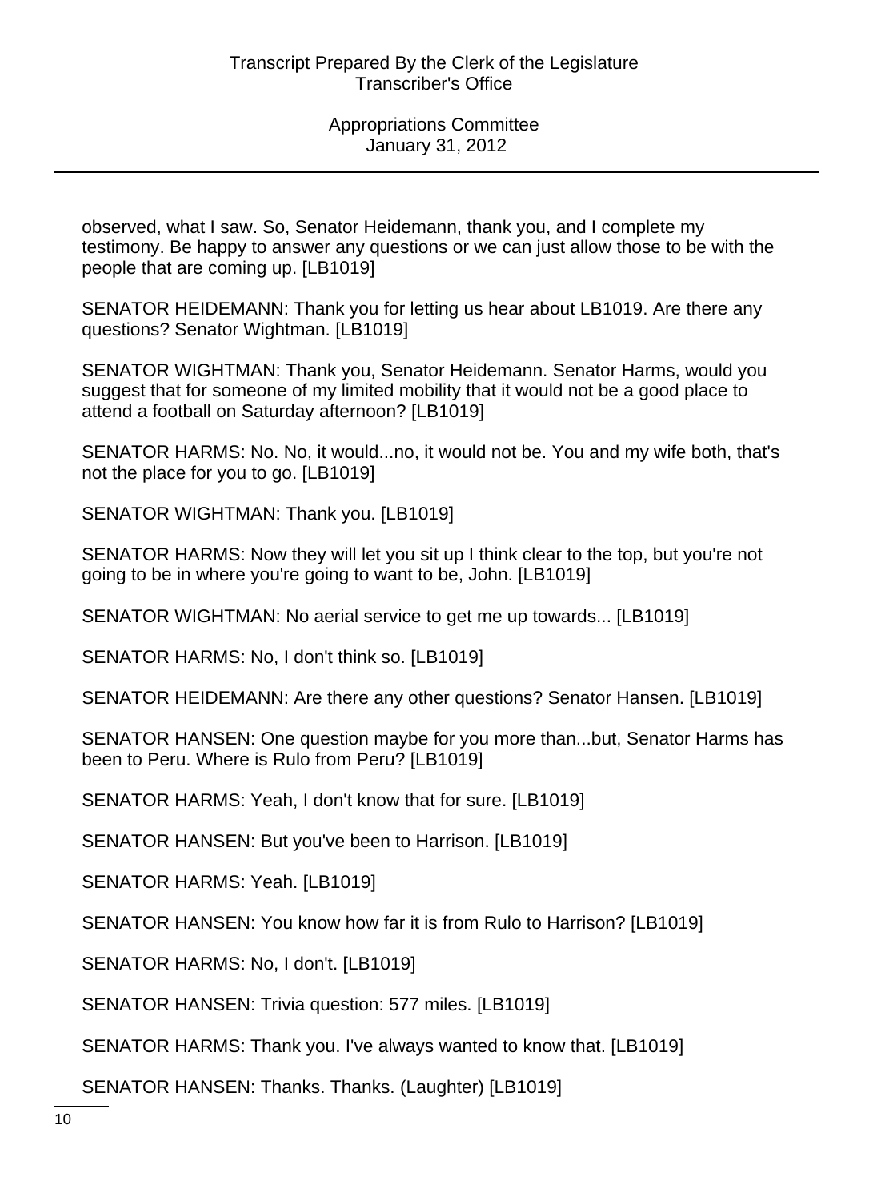observed, what I saw. So, Senator Heidemann, thank you, and I complete my testimony. Be happy to answer any questions or we can just allow those to be with the people that are coming up. [LB1019]

SENATOR HEIDEMANN: Thank you for letting us hear about LB1019. Are there any questions? Senator Wightman. [LB1019]

SENATOR WIGHTMAN: Thank you, Senator Heidemann. Senator Harms, would you suggest that for someone of my limited mobility that it would not be a good place to attend a football on Saturday afternoon? [LB1019]

SENATOR HARMS: No. No, it would...no, it would not be. You and my wife both, that's not the place for you to go. [LB1019]

SENATOR WIGHTMAN: Thank you. [LB1019]

SENATOR HARMS: Now they will let you sit up I think clear to the top, but you're not going to be in where you're going to want to be, John. [LB1019]

SENATOR WIGHTMAN: No aerial service to get me up towards... [LB1019]

SENATOR HARMS: No, I don't think so. [LB1019]

SENATOR HEIDEMANN: Are there any other questions? Senator Hansen. [LB1019]

SENATOR HANSEN: One question maybe for you more than...but, Senator Harms has been to Peru. Where is Rulo from Peru? [LB1019]

SENATOR HARMS: Yeah, I don't know that for sure. [LB1019]

SENATOR HANSEN: But you've been to Harrison. [LB1019]

SENATOR HARMS: Yeah. [LB1019]

SENATOR HANSEN: You know how far it is from Rulo to Harrison? [LB1019]

SENATOR HARMS: No, I don't. [LB1019]

SENATOR HANSEN: Trivia question: 577 miles. [LB1019]

SENATOR HARMS: Thank you. I've always wanted to know that. [LB1019]

SENATOR HANSEN: Thanks. Thanks. (Laughter) [LB1019]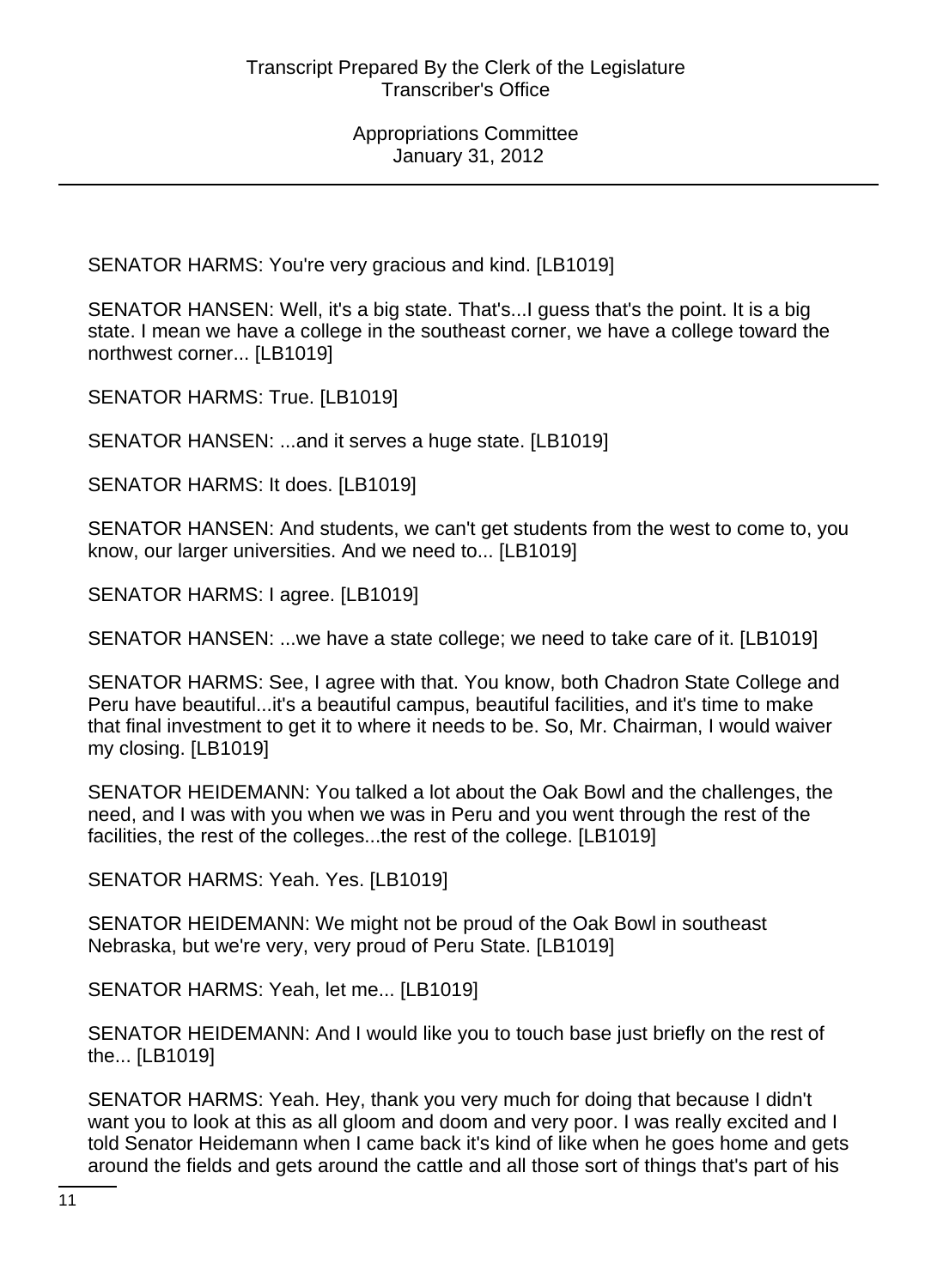SENATOR HARMS: You're very gracious and kind. [LB1019]

SENATOR HANSEN: Well, it's a big state. That's...I guess that's the point. It is a big state. I mean we have a college in the southeast corner, we have a college toward the northwest corner... [LB1019]

SENATOR HARMS: True. [LB1019]

SENATOR HANSEN: ...and it serves a huge state. [LB1019]

SENATOR HARMS: It does. [LB1019]

SENATOR HANSEN: And students, we can't get students from the west to come to, you know, our larger universities. And we need to... [LB1019]

SENATOR HARMS: I agree. [LB1019]

SENATOR HANSEN: ...we have a state college; we need to take care of it. [LB1019]

SENATOR HARMS: See, I agree with that. You know, both Chadron State College and Peru have beautiful...it's a beautiful campus, beautiful facilities, and it's time to make that final investment to get it to where it needs to be. So, Mr. Chairman, I would waiver my closing. [LB1019]

SENATOR HEIDEMANN: You talked a lot about the Oak Bowl and the challenges, the need, and I was with you when we was in Peru and you went through the rest of the facilities, the rest of the colleges...the rest of the college. [LB1019]

SENATOR HARMS: Yeah. Yes. [LB1019]

SENATOR HEIDEMANN: We might not be proud of the Oak Bowl in southeast Nebraska, but we're very, very proud of Peru State. [LB1019]

SENATOR HARMS: Yeah, let me... [LB1019]

SENATOR HEIDEMANN: And I would like you to touch base just briefly on the rest of the... [LB1019]

SENATOR HARMS: Yeah. Hey, thank you very much for doing that because I didn't want you to look at this as all gloom and doom and very poor. I was really excited and I told Senator Heidemann when I came back it's kind of like when he goes home and gets around the fields and gets around the cattle and all those sort of things that's part of his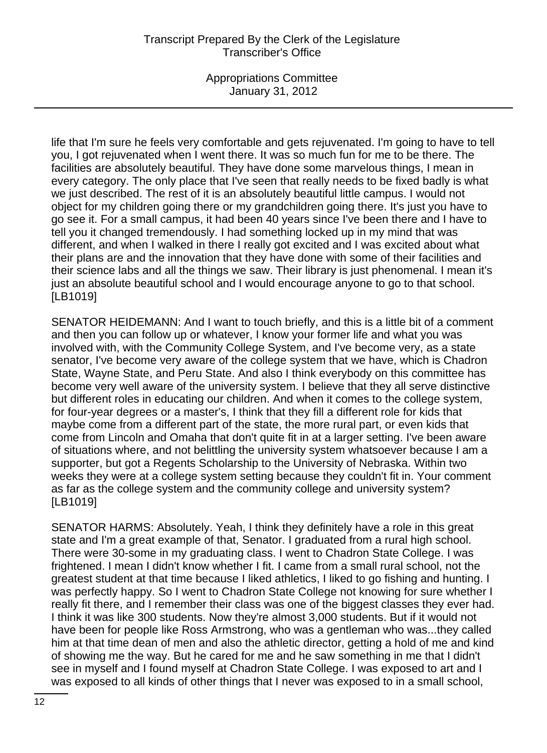life that I'm sure he feels very comfortable and gets rejuvenated. I'm going to have to tell you, I got rejuvenated when I went there. It was so much fun for me to be there. The facilities are absolutely beautiful. They have done some marvelous things, I mean in every category. The only place that I've seen that really needs to be fixed badly is what we just described. The rest of it is an absolutely beautiful little campus. I would not object for my children going there or my grandchildren going there. It's just you have to go see it. For a small campus, it had been 40 years since I've been there and I have to tell you it changed tremendously. I had something locked up in my mind that was different, and when I walked in there I really got excited and I was excited about what their plans are and the innovation that they have done with some of their facilities and their science labs and all the things we saw. Their library is just phenomenal. I mean it's just an absolute beautiful school and I would encourage anyone to go to that school. [LB1019]

SENATOR HEIDEMANN: And I want to touch briefly, and this is a little bit of a comment and then you can follow up or whatever, I know your former life and what you was involved with, with the Community College System, and I've become very, as a state senator, I've become very aware of the college system that we have, which is Chadron State, Wayne State, and Peru State. And also I think everybody on this committee has become very well aware of the university system. I believe that they all serve distinctive but different roles in educating our children. And when it comes to the college system, for four-year degrees or a master's, I think that they fill a different role for kids that maybe come from a different part of the state, the more rural part, or even kids that come from Lincoln and Omaha that don't quite fit in at a larger setting. I've been aware of situations where, and not belittling the university system whatsoever because I am a supporter, but got a Regents Scholarship to the University of Nebraska. Within two weeks they were at a college system setting because they couldn't fit in. Your comment as far as the college system and the community college and university system? [LB1019]

SENATOR HARMS: Absolutely. Yeah, I think they definitely have a role in this great state and I'm a great example of that, Senator. I graduated from a rural high school. There were 30-some in my graduating class. I went to Chadron State College. I was frightened. I mean I didn't know whether I fit. I came from a small rural school, not the greatest student at that time because I liked athletics, I liked to go fishing and hunting. I was perfectly happy. So I went to Chadron State College not knowing for sure whether I really fit there, and I remember their class was one of the biggest classes they ever had. I think it was like 300 students. Now they're almost 3,000 students. But if it would not have been for people like Ross Armstrong, who was a gentleman who was...they called him at that time dean of men and also the athletic director, getting a hold of me and kind of showing me the way. But he cared for me and he saw something in me that I didn't see in myself and I found myself at Chadron State College. I was exposed to art and I was exposed to all kinds of other things that I never was exposed to in a small school,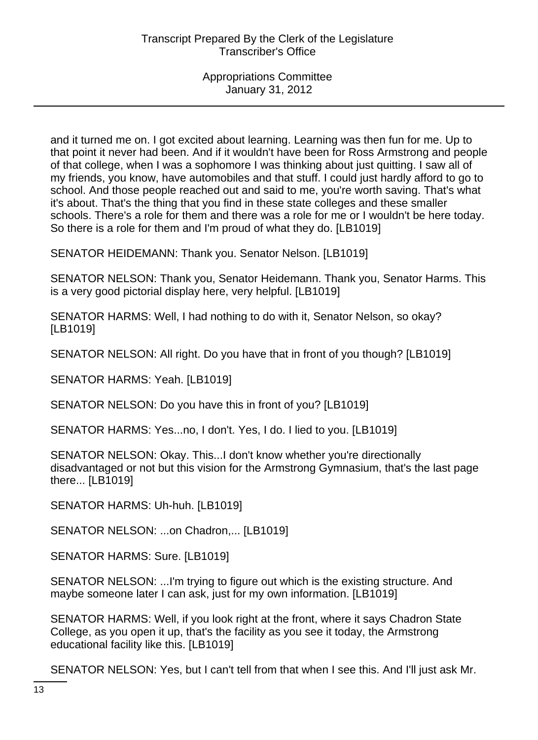and it turned me on. I got excited about learning. Learning was then fun for me. Up to that point it never had been. And if it wouldn't have been for Ross Armstrong and people of that college, when I was a sophomore I was thinking about just quitting. I saw all of my friends, you know, have automobiles and that stuff. I could just hardly afford to go to school. And those people reached out and said to me, you're worth saving. That's what it's about. That's the thing that you find in these state colleges and these smaller schools. There's a role for them and there was a role for me or I wouldn't be here today. So there is a role for them and I'm proud of what they do. [LB1019]

SENATOR HEIDEMANN: Thank you. Senator Nelson. [LB1019]

SENATOR NELSON: Thank you, Senator Heidemann. Thank you, Senator Harms. This is a very good pictorial display here, very helpful. [LB1019]

SENATOR HARMS: Well, I had nothing to do with it, Senator Nelson, so okay? [LB1019]

SENATOR NELSON: All right. Do you have that in front of you though? [LB1019]

SENATOR HARMS: Yeah. [LB1019]

SENATOR NELSON: Do you have this in front of you? [LB1019]

SENATOR HARMS: Yes...no, I don't. Yes, I do. I lied to you. [LB1019]

SENATOR NELSON: Okay. This...I don't know whether you're directionally disadvantaged or not but this vision for the Armstrong Gymnasium, that's the last page there... [LB1019]

SENATOR HARMS: Uh-huh. [LB1019]

SENATOR NELSON: ...on Chadron,... [LB1019]

SENATOR HARMS: Sure. [LB1019]

SENATOR NELSON: ...I'm trying to figure out which is the existing structure. And maybe someone later I can ask, just for my own information. [LB1019]

SENATOR HARMS: Well, if you look right at the front, where it says Chadron State College, as you open it up, that's the facility as you see it today, the Armstrong educational facility like this. [LB1019]

SENATOR NELSON: Yes, but I can't tell from that when I see this. And I'll just ask Mr.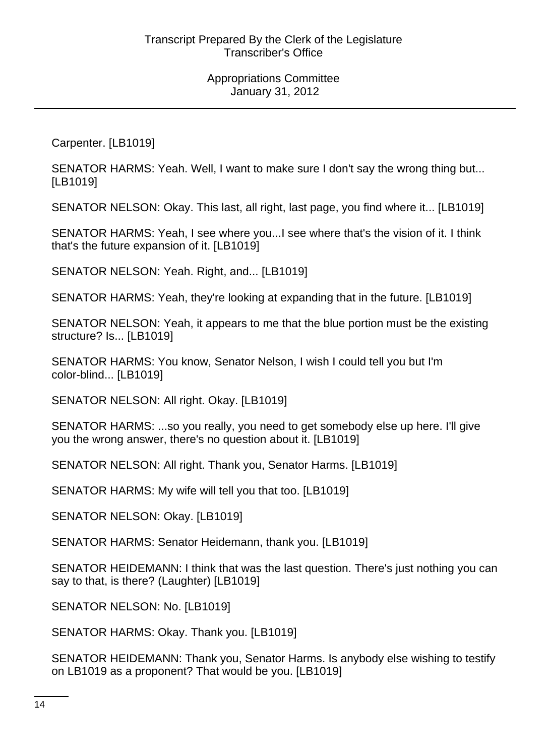Carpenter. [LB1019]

SENATOR HARMS: Yeah. Well, I want to make sure I don't say the wrong thing but... [LB1019]

SENATOR NELSON: Okay. This last, all right, last page, you find where it... [LB1019]

SENATOR HARMS: Yeah, I see where you...I see where that's the vision of it. I think that's the future expansion of it. [LB1019]

SENATOR NELSON: Yeah. Right, and... [LB1019]

SENATOR HARMS: Yeah, they're looking at expanding that in the future. [LB1019]

SENATOR NELSON: Yeah, it appears to me that the blue portion must be the existing structure? Is... [LB1019]

SENATOR HARMS: You know, Senator Nelson, I wish I could tell you but I'm color-blind... [LB1019]

SENATOR NELSON: All right. Okay. [LB1019]

SENATOR HARMS: ...so you really, you need to get somebody else up here. I'll give you the wrong answer, there's no question about it. [LB1019]

SENATOR NELSON: All right. Thank you, Senator Harms. [LB1019]

SENATOR HARMS: My wife will tell you that too. [LB1019]

SENATOR NELSON: Okay. [LB1019]

SENATOR HARMS: Senator Heidemann, thank you. [LB1019]

SENATOR HEIDEMANN: I think that was the last question. There's just nothing you can say to that, is there? (Laughter) [LB1019]

SENATOR NELSON: No. [LB1019]

SENATOR HARMS: Okay. Thank you. [LB1019]

SENATOR HEIDEMANN: Thank you, Senator Harms. Is anybody else wishing to testify on LB1019 as a proponent? That would be you. [LB1019]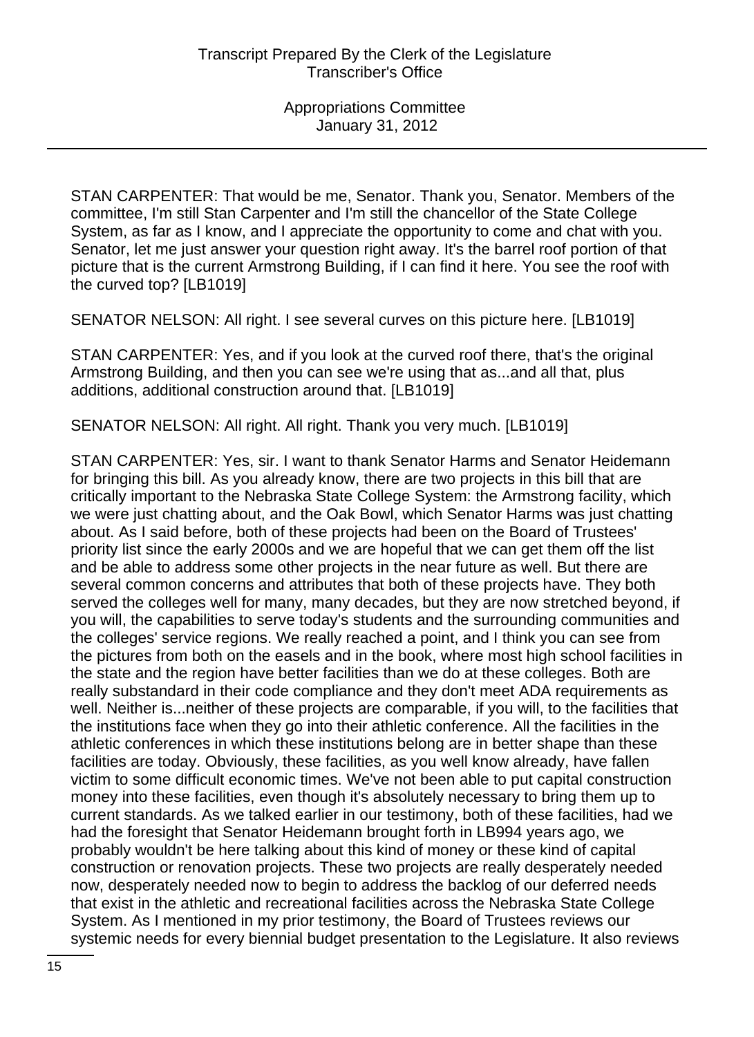STAN CARPENTER: That would be me, Senator. Thank you, Senator. Members of the committee, I'm still Stan Carpenter and I'm still the chancellor of the State College System, as far as I know, and I appreciate the opportunity to come and chat with you. Senator, let me just answer your question right away. It's the barrel roof portion of that picture that is the current Armstrong Building, if I can find it here. You see the roof with the curved top? [LB1019]

SENATOR NELSON: All right. I see several curves on this picture here. [LB1019]

STAN CARPENTER: Yes, and if you look at the curved roof there, that's the original Armstrong Building, and then you can see we're using that as...and all that, plus additions, additional construction around that. [LB1019]

SENATOR NELSON: All right. All right. Thank you very much. [LB1019]

STAN CARPENTER: Yes, sir. I want to thank Senator Harms and Senator Heidemann for bringing this bill. As you already know, there are two projects in this bill that are critically important to the Nebraska State College System: the Armstrong facility, which we were just chatting about, and the Oak Bowl, which Senator Harms was just chatting about. As I said before, both of these projects had been on the Board of Trustees' priority list since the early 2000s and we are hopeful that we can get them off the list and be able to address some other projects in the near future as well. But there are several common concerns and attributes that both of these projects have. They both served the colleges well for many, many decades, but they are now stretched beyond, if you will, the capabilities to serve today's students and the surrounding communities and the colleges' service regions. We really reached a point, and I think you can see from the pictures from both on the easels and in the book, where most high school facilities in the state and the region have better facilities than we do at these colleges. Both are really substandard in their code compliance and they don't meet ADA requirements as well. Neither is...neither of these projects are comparable, if you will, to the facilities that the institutions face when they go into their athletic conference. All the facilities in the athletic conferences in which these institutions belong are in better shape than these facilities are today. Obviously, these facilities, as you well know already, have fallen victim to some difficult economic times. We've not been able to put capital construction money into these facilities, even though it's absolutely necessary to bring them up to current standards. As we talked earlier in our testimony, both of these facilities, had we had the foresight that Senator Heidemann brought forth in LB994 years ago, we probably wouldn't be here talking about this kind of money or these kind of capital construction or renovation projects. These two projects are really desperately needed now, desperately needed now to begin to address the backlog of our deferred needs that exist in the athletic and recreational facilities across the Nebraska State College System. As I mentioned in my prior testimony, the Board of Trustees reviews our systemic needs for every biennial budget presentation to the Legislature. It also reviews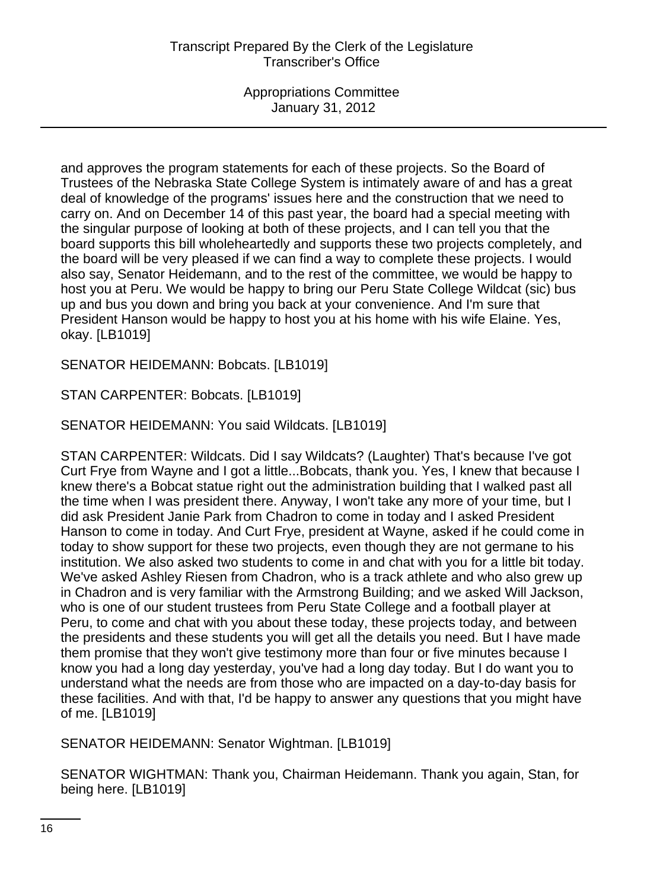and approves the program statements for each of these projects. So the Board of Trustees of the Nebraska State College System is intimately aware of and has a great deal of knowledge of the programs' issues here and the construction that we need to carry on. And on December 14 of this past year, the board had a special meeting with the singular purpose of looking at both of these projects, and I can tell you that the board supports this bill wholeheartedly and supports these two projects completely, and the board will be very pleased if we can find a way to complete these projects. I would also say, Senator Heidemann, and to the rest of the committee, we would be happy to host you at Peru. We would be happy to bring our Peru State College Wildcat (sic) bus up and bus you down and bring you back at your convenience. And I'm sure that President Hanson would be happy to host you at his home with his wife Elaine. Yes, okay. [LB1019]

SENATOR HEIDEMANN: Bobcats. [LB1019]

STAN CARPENTER: Bobcats. [LB1019]

SENATOR HEIDEMANN: You said Wildcats. [LB1019]

STAN CARPENTER: Wildcats. Did I say Wildcats? (Laughter) That's because I've got Curt Frye from Wayne and I got a little...Bobcats, thank you. Yes, I knew that because I knew there's a Bobcat statue right out the administration building that I walked past all the time when I was president there. Anyway, I won't take any more of your time, but I did ask President Janie Park from Chadron to come in today and I asked President Hanson to come in today. And Curt Frye, president at Wayne, asked if he could come in today to show support for these two projects, even though they are not germane to his institution. We also asked two students to come in and chat with you for a little bit today. We've asked Ashley Riesen from Chadron, who is a track athlete and who also grew up in Chadron and is very familiar with the Armstrong Building; and we asked Will Jackson, who is one of our student trustees from Peru State College and a football player at Peru, to come and chat with you about these today, these projects today, and between the presidents and these students you will get all the details you need. But I have made them promise that they won't give testimony more than four or five minutes because I know you had a long day yesterday, you've had a long day today. But I do want you to understand what the needs are from those who are impacted on a day-to-day basis for these facilities. And with that, I'd be happy to answer any questions that you might have of me. [LB1019]

SENATOR HEIDEMANN: Senator Wightman. [LB1019]

SENATOR WIGHTMAN: Thank you, Chairman Heidemann. Thank you again, Stan, for being here. [LB1019]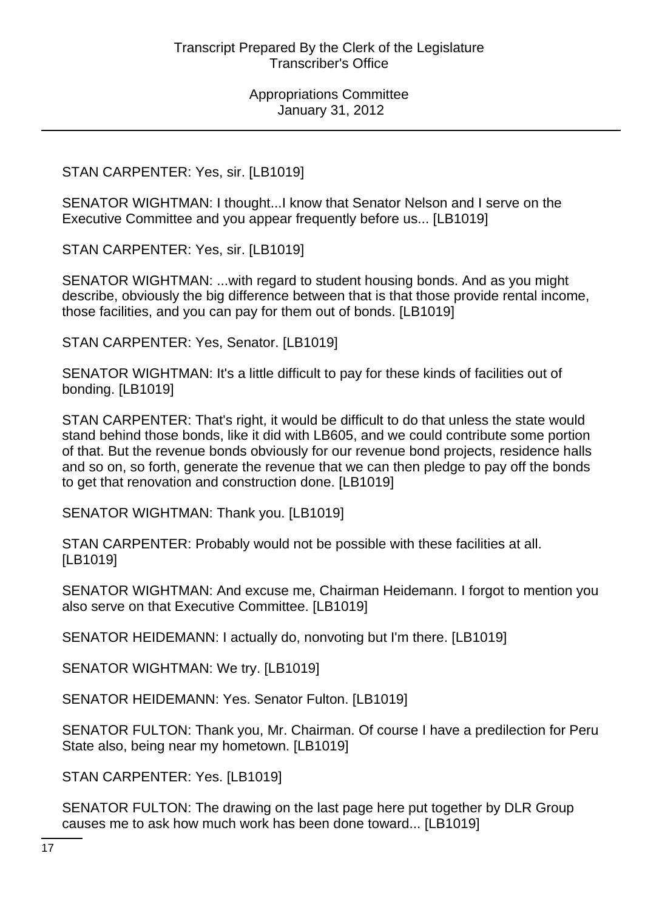STAN CARPENTER: Yes, sir. [LB1019]

SENATOR WIGHTMAN: I thought...I know that Senator Nelson and I serve on the Executive Committee and you appear frequently before us... [LB1019]

STAN CARPENTER: Yes, sir. [LB1019]

SENATOR WIGHTMAN: ...with regard to student housing bonds. And as you might describe, obviously the big difference between that is that those provide rental income, those facilities, and you can pay for them out of bonds. [LB1019]

STAN CARPENTER: Yes, Senator. [LB1019]

SENATOR WIGHTMAN: It's a little difficult to pay for these kinds of facilities out of bonding. [LB1019]

STAN CARPENTER: That's right, it would be difficult to do that unless the state would stand behind those bonds, like it did with LB605, and we could contribute some portion of that. But the revenue bonds obviously for our revenue bond projects, residence halls and so on, so forth, generate the revenue that we can then pledge to pay off the bonds to get that renovation and construction done. [LB1019]

SENATOR WIGHTMAN: Thank you. [LB1019]

STAN CARPENTER: Probably would not be possible with these facilities at all. [LB1019]

SENATOR WIGHTMAN: And excuse me, Chairman Heidemann. I forgot to mention you also serve on that Executive Committee. [LB1019]

SENATOR HEIDEMANN: I actually do, nonvoting but I'm there. [LB1019]

SENATOR WIGHTMAN: We try. [LB1019]

SENATOR HEIDEMANN: Yes. Senator Fulton. [LB1019]

SENATOR FULTON: Thank you, Mr. Chairman. Of course I have a predilection for Peru State also, being near my hometown. [LB1019]

STAN CARPENTER: Yes. [LB1019]

SENATOR FULTON: The drawing on the last page here put together by DLR Group causes me to ask how much work has been done toward... [LB1019]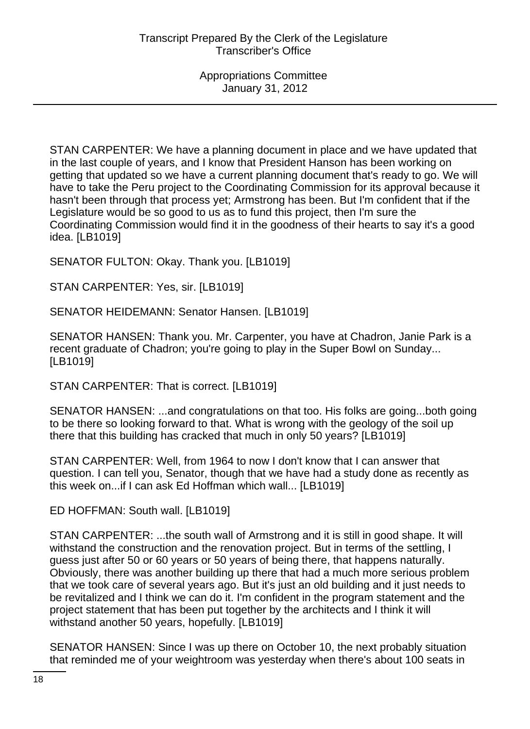STAN CARPENTER: We have a planning document in place and we have updated that in the last couple of years, and I know that President Hanson has been working on getting that updated so we have a current planning document that's ready to go. We will have to take the Peru project to the Coordinating Commission for its approval because it hasn't been through that process yet; Armstrong has been. But I'm confident that if the Legislature would be so good to us as to fund this project, then I'm sure the Coordinating Commission would find it in the goodness of their hearts to say it's a good idea. [LB1019]

SENATOR FULTON: Okay. Thank you. [LB1019]

STAN CARPENTER: Yes, sir. [LB1019]

SENATOR HEIDEMANN: Senator Hansen. [LB1019]

SENATOR HANSEN: Thank you. Mr. Carpenter, you have at Chadron, Janie Park is a recent graduate of Chadron; you're going to play in the Super Bowl on Sunday... [LB1019]

STAN CARPENTER: That is correct. [LB1019]

SENATOR HANSEN: ...and congratulations on that too. His folks are going...both going to be there so looking forward to that. What is wrong with the geology of the soil up there that this building has cracked that much in only 50 years? [LB1019]

STAN CARPENTER: Well, from 1964 to now I don't know that I can answer that question. I can tell you, Senator, though that we have had a study done as recently as this week on...if I can ask Ed Hoffman which wall... [LB1019]

ED HOFFMAN: South wall. [LB1019]

STAN CARPENTER: ...the south wall of Armstrong and it is still in good shape. It will withstand the construction and the renovation project. But in terms of the settling, I guess just after 50 or 60 years or 50 years of being there, that happens naturally. Obviously, there was another building up there that had a much more serious problem that we took care of several years ago. But it's just an old building and it just needs to be revitalized and I think we can do it. I'm confident in the program statement and the project statement that has been put together by the architects and I think it will withstand another 50 years, hopefully. [LB1019]

SENATOR HANSEN: Since I was up there on October 10, the next probably situation that reminded me of your weightroom was yesterday when there's about 100 seats in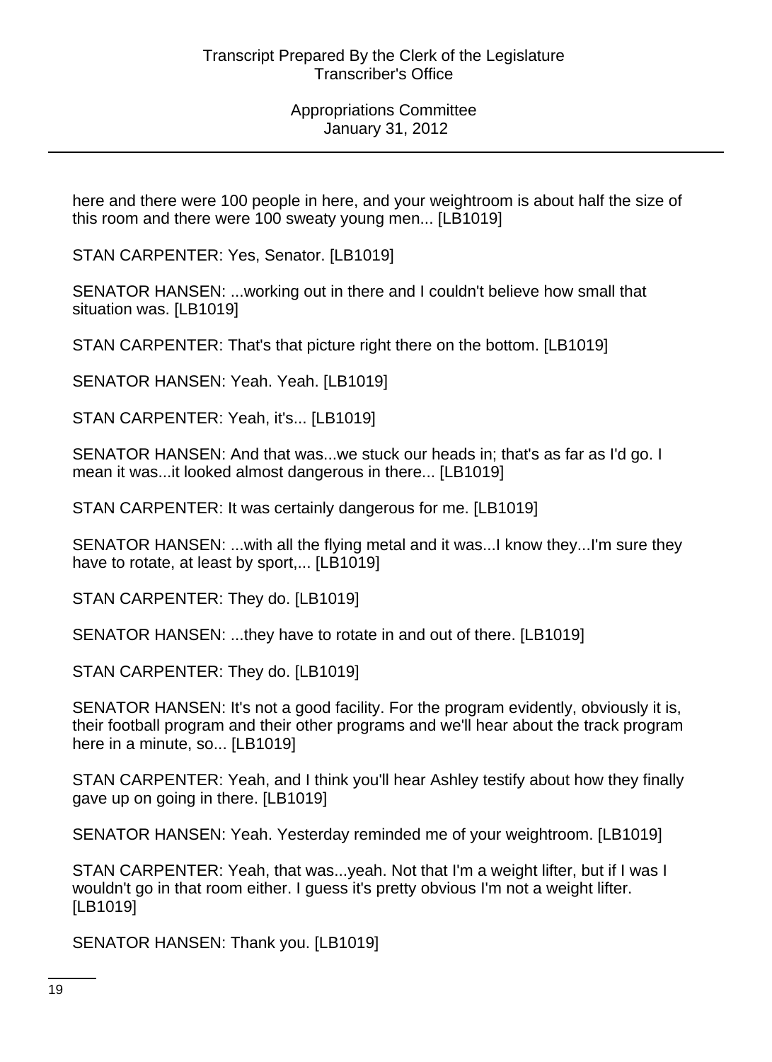here and there were 100 people in here, and your weightroom is about half the size of this room and there were 100 sweaty young men... [LB1019]

STAN CARPENTER: Yes, Senator. [LB1019]

SENATOR HANSEN: ...working out in there and I couldn't believe how small that situation was. [LB1019]

STAN CARPENTER: That's that picture right there on the bottom. [LB1019]

SENATOR HANSEN: Yeah. Yeah. [LB1019]

STAN CARPENTER: Yeah, it's... [LB1019]

SENATOR HANSEN: And that was...we stuck our heads in; that's as far as I'd go. I mean it was...it looked almost dangerous in there... [LB1019]

STAN CARPENTER: It was certainly dangerous for me. [LB1019]

SENATOR HANSEN: ...with all the flying metal and it was...I know they...I'm sure they have to rotate, at least by sport,... [LB1019]

STAN CARPENTER: They do. [LB1019]

SENATOR HANSEN: ...they have to rotate in and out of there. [LB1019]

STAN CARPENTER: They do. [LB1019]

SENATOR HANSEN: It's not a good facility. For the program evidently, obviously it is, their football program and their other programs and we'll hear about the track program here in a minute, so... [LB1019]

STAN CARPENTER: Yeah, and I think you'll hear Ashley testify about how they finally gave up on going in there. [LB1019]

SENATOR HANSEN: Yeah. Yesterday reminded me of your weightroom. [LB1019]

STAN CARPENTER: Yeah, that was...yeah. Not that I'm a weight lifter, but if I was I wouldn't go in that room either. I guess it's pretty obvious I'm not a weight lifter. [LB1019]

SENATOR HANSEN: Thank you. [LB1019]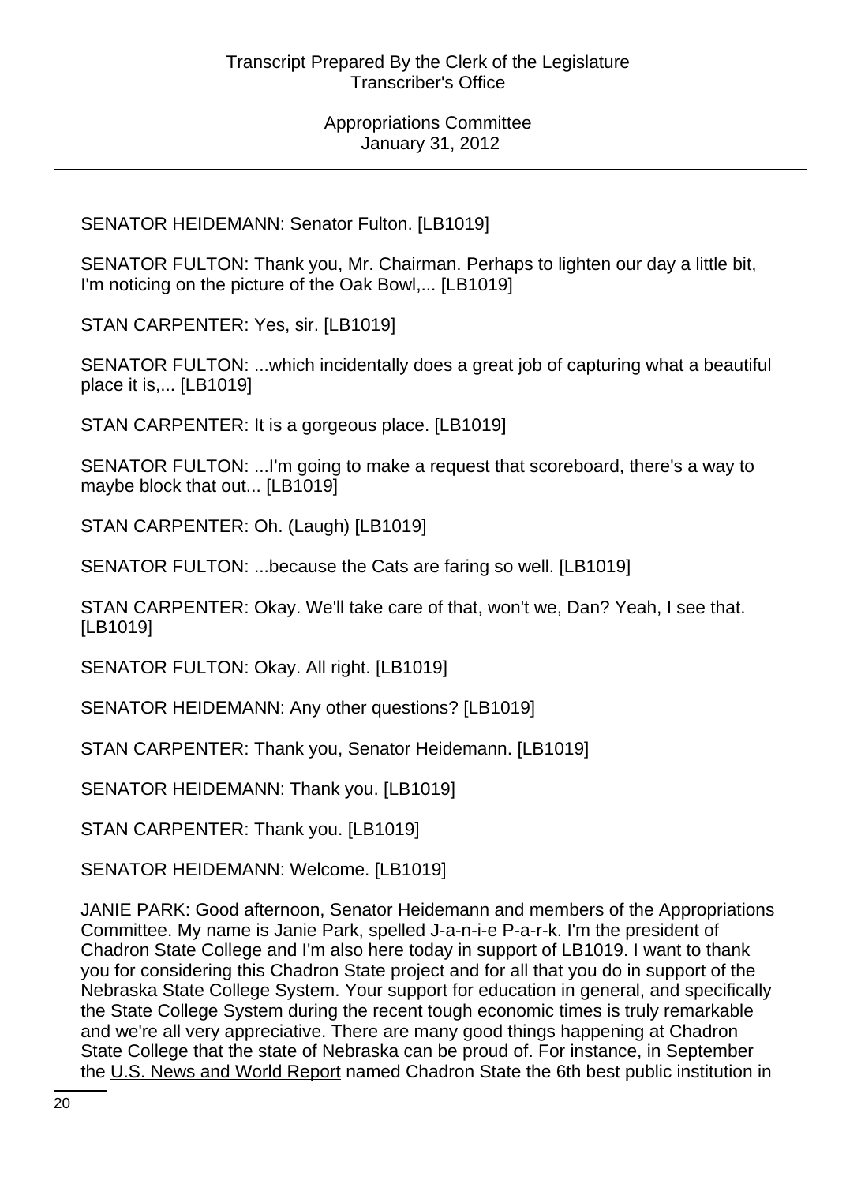SENATOR HEIDEMANN: Senator Fulton. [LB1019]

SENATOR FULTON: Thank you, Mr. Chairman. Perhaps to lighten our day a little bit, I'm noticing on the picture of the Oak Bowl,... [LB1019]

STAN CARPENTER: Yes, sir. [LB1019]

SENATOR FULTON: ...which incidentally does a great job of capturing what a beautiful place it is,... [LB1019]

STAN CARPENTER: It is a gorgeous place. [LB1019]

SENATOR FULTON: ...I'm going to make a request that scoreboard, there's a way to maybe block that out... [LB1019]

STAN CARPENTER: Oh. (Laugh) [LB1019]

SENATOR FULTON: ...because the Cats are faring so well. [LB1019]

STAN CARPENTER: Okay. We'll take care of that, won't we, Dan? Yeah, I see that. [LB1019]

SENATOR FULTON: Okay. All right. [LB1019]

SENATOR HEIDEMANN: Any other questions? [LB1019]

STAN CARPENTER: Thank you, Senator Heidemann. [LB1019]

SENATOR HEIDEMANN: Thank you. [LB1019]

STAN CARPENTER: Thank you. [LB1019]

SENATOR HEIDEMANN: Welcome. [LB1019]

JANIE PARK: Good afternoon, Senator Heidemann and members of the Appropriations Committee. My name is Janie Park, spelled J-a-n-i-e P-a-r-k. I'm the president of Chadron State College and I'm also here today in support of LB1019. I want to thank you for considering this Chadron State project and for all that you do in support of the Nebraska State College System. Your support for education in general, and specifically the State College System during the recent tough economic times is truly remarkable and we're all very appreciative. There are many good things happening at Chadron State College that the state of Nebraska can be proud of. For instance, in September the U.S. News and World Report named Chadron State the 6th best public institution in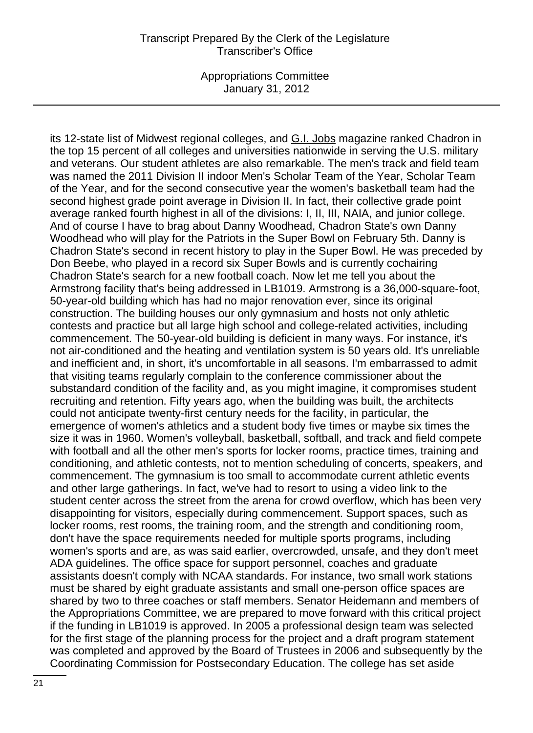its 12-state list of Midwest regional colleges, and G.I. Jobs magazine ranked Chadron in the top 15 percent of all colleges and universities nationwide in serving the U.S. military and veterans. Our student athletes are also remarkable. The men's track and field team was named the 2011 Division II indoor Men's Scholar Team of the Year, Scholar Team of the Year, and for the second consecutive year the women's basketball team had the second highest grade point average in Division II. In fact, their collective grade point average ranked fourth highest in all of the divisions: I, II, III, NAIA, and junior college. And of course I have to brag about Danny Woodhead, Chadron State's own Danny Woodhead who will play for the Patriots in the Super Bowl on February 5th. Danny is Chadron State's second in recent history to play in the Super Bowl. He was preceded by Don Beebe, who played in a record six Super Bowls and is currently cochairing Chadron State's search for a new football coach. Now let me tell you about the Armstrong facility that's being addressed in LB1019. Armstrong is a 36,000-square-foot, 50-year-old building which has had no major renovation ever, since its original construction. The building houses our only gymnasium and hosts not only athletic contests and practice but all large high school and college-related activities, including commencement. The 50-year-old building is deficient in many ways. For instance, it's not air-conditioned and the heating and ventilation system is 50 years old. It's unreliable and inefficient and, in short, it's uncomfortable in all seasons. I'm embarrassed to admit that visiting teams regularly complain to the conference commissioner about the substandard condition of the facility and, as you might imagine, it compromises student recruiting and retention. Fifty years ago, when the building was built, the architects could not anticipate twenty-first century needs for the facility, in particular, the emergence of women's athletics and a student body five times or maybe six times the size it was in 1960. Women's volleyball, basketball, softball, and track and field compete with football and all the other men's sports for locker rooms, practice times, training and conditioning, and athletic contests, not to mention scheduling of concerts, speakers, and commencement. The gymnasium is too small to accommodate current athletic events and other large gatherings. In fact, we've had to resort to using a video link to the student center across the street from the arena for crowd overflow, which has been very disappointing for visitors, especially during commencement. Support spaces, such as locker rooms, rest rooms, the training room, and the strength and conditioning room, don't have the space requirements needed for multiple sports programs, including women's sports and are, as was said earlier, overcrowded, unsafe, and they don't meet ADA guidelines. The office space for support personnel, coaches and graduate assistants doesn't comply with NCAA standards. For instance, two small work stations must be shared by eight graduate assistants and small one-person office spaces are shared by two to three coaches or staff members. Senator Heidemann and members of the Appropriations Committee, we are prepared to move forward with this critical project if the funding in LB1019 is approved. In 2005 a professional design team was selected for the first stage of the planning process for the project and a draft program statement was completed and approved by the Board of Trustees in 2006 and subsequently by the Coordinating Commission for Postsecondary Education. The college has set aside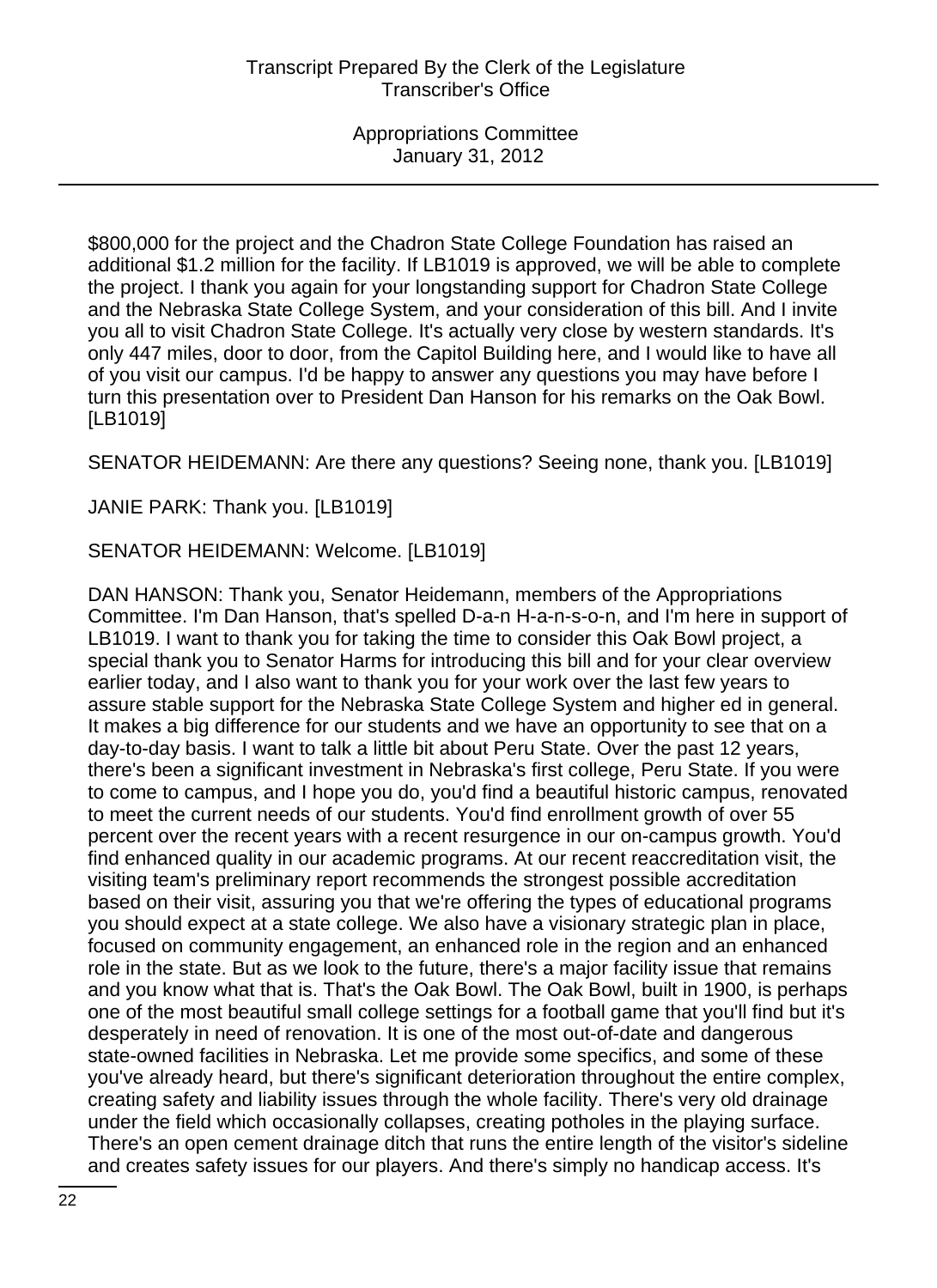$800,000 for the project and the Chadron State College Foundation has raised an additional $1.2 million for the facility. If LB1019 is approved, we will be able to complete the project. I thank you again for your longstanding support for Chadron State College and the Nebraska State College System, and your consideration of this bill. And I invite you all to visit Chadron State College. It's actually very close by western standards. It's only 447 miles, door to door, from the Capitol Building here, and I would like to have all of you visit our campus. I'd be happy to answer any questions you may have before I turn this presentation over to President Dan Hanson for his remarks on the Oak Bowl. [LB1019]

SENATOR HEIDEMANN: Are there any questions? Seeing none, thank you. [LB1019]

JANIE PARK: Thank you. [LB1019]

SENATOR HEIDEMANN: Welcome. [LB1019]

DAN HANSON: Thank you, Senator Heidemann, members of the Appropriations Committee. I'm Dan Hanson, that's spelled D-a-n H-a-n-s-o-n, and I'm here in support of LB1019. I want to thank you for taking the time to consider this Oak Bowl project, a special thank you to Senator Harms for introducing this bill and for your clear overview earlier today, and I also want to thank you for your work over the last few years to assure stable support for the Nebraska State College System and higher ed in general. It makes a big difference for our students and we have an opportunity to see that on a day-to-day basis. I want to talk a little bit about Peru State. Over the past 12 years, there's been a significant investment in Nebraska's first college, Peru State. If you were to come to campus, and I hope you do, you'd find a beautiful historic campus, renovated to meet the current needs of our students. You'd find enrollment growth of over 55 percent over the recent years with a recent resurgence in our on-campus growth. You'd find enhanced quality in our academic programs. At our recent reaccreditation visit, the visiting team's preliminary report recommends the strongest possible accreditation based on their visit, assuring you that we're offering the types of educational programs you should expect at a state college. We also have a visionary strategic plan in place, focused on community engagement, an enhanced role in the region and an enhanced role in the state. But as we look to the future, there's a major facility issue that remains and you know what that is. That's the Oak Bowl. The Oak Bowl, built in 1900, is perhaps one of the most beautiful small college settings for a football game that you'll find but it's desperately in need of renovation. It is one of the most out-of-date and dangerous state-owned facilities in Nebraska. Let me provide some specifics, and some of these you've already heard, but there's significant deterioration throughout the entire complex, creating safety and liability issues through the whole facility. There's very old drainage under the field which occasionally collapses, creating potholes in the playing surface. There's an open cement drainage ditch that runs the entire length of the visitor's sideline and creates safety issues for our players. And there's simply no handicap access. It's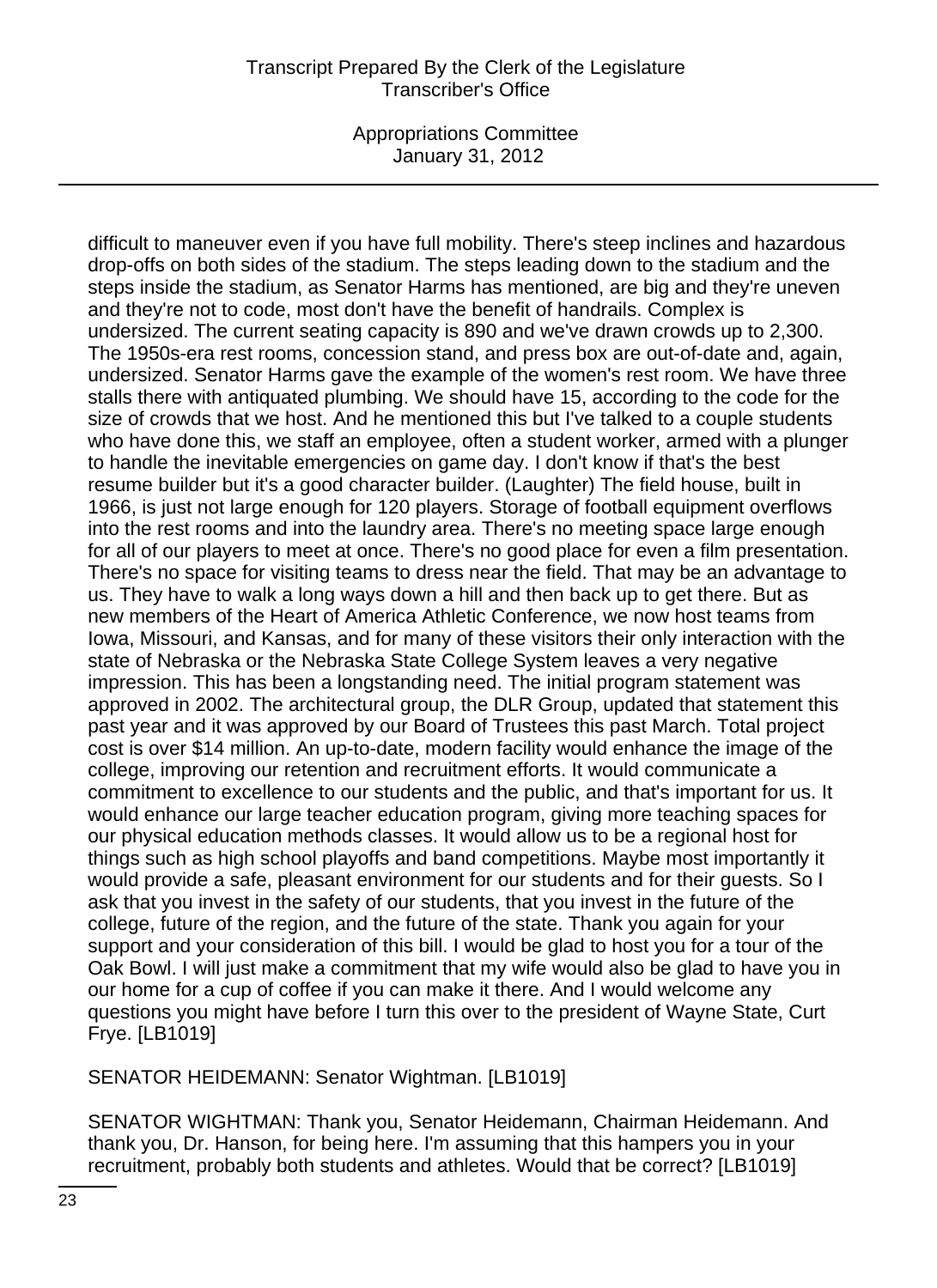difficult to maneuver even if you have full mobility. There's steep inclines and hazardous drop-offs on both sides of the stadium. The steps leading down to the stadium and the steps inside the stadium, as Senator Harms has mentioned, are big and they're uneven and they're not to code, most don't have the benefit of handrails. Complex is undersized. The current seating capacity is 890 and we've drawn crowds up to 2,300. The 1950s-era rest rooms, concession stand, and press box are out-of-date and, again, undersized. Senator Harms gave the example of the women's rest room. We have three stalls there with antiquated plumbing. We should have 15, according to the code for the size of crowds that we host. And he mentioned this but I've talked to a couple students who have done this, we staff an employee, often a student worker, armed with a plunger to handle the inevitable emergencies on game day. I don't know if that's the best resume builder but it's a good character builder. (Laughter) The field house, built in 1966, is just not large enough for 120 players. Storage of football equipment overflows into the rest rooms and into the laundry area. There's no meeting space large enough for all of our players to meet at once. There's no good place for even a film presentation. There's no space for visiting teams to dress near the field. That may be an advantage to us. They have to walk a long ways down a hill and then back up to get there. But as new members of the Heart of America Athletic Conference, we now host teams from Iowa, Missouri, and Kansas, and for many of these visitors their only interaction with the state of Nebraska or the Nebraska State College System leaves a very negative impression. This has been a longstanding need. The initial program statement was approved in 2002. The architectural group, the DLR Group, updated that statement this past year and it was approved by our Board of Trustees this past March. Total project cost is over $14 million. An up-to-date, modern facility would enhance the image of the college, improving our retention and recruitment efforts. It would communicate a commitment to excellence to our students and the public, and that's important for us. It would enhance our large teacher education program, giving more teaching spaces for our physical education methods classes. It would allow us to be a regional host for things such as high school playoffs and band competitions. Maybe most importantly it would provide a safe, pleasant environment for our students and for their guests. So I ask that you invest in the safety of our students, that you invest in the future of the college, future of the region, and the future of the state. Thank you again for your support and your consideration of this bill. I would be glad to host you for a tour of the Oak Bowl. I will just make a commitment that my wife would also be glad to have you in our home for a cup of coffee if you can make it there. And I would welcome any questions you might have before I turn this over to the president of Wayne State, Curt Frye. [LB1019]

SENATOR HEIDEMANN: Senator Wightman. [LB1019]

SENATOR WIGHTMAN: Thank you, Senator Heidemann, Chairman Heidemann. And thank you, Dr. Hanson, for being here. I'm assuming that this hampers you in your recruitment, probably both students and athletes. Would that be correct? [LB1019]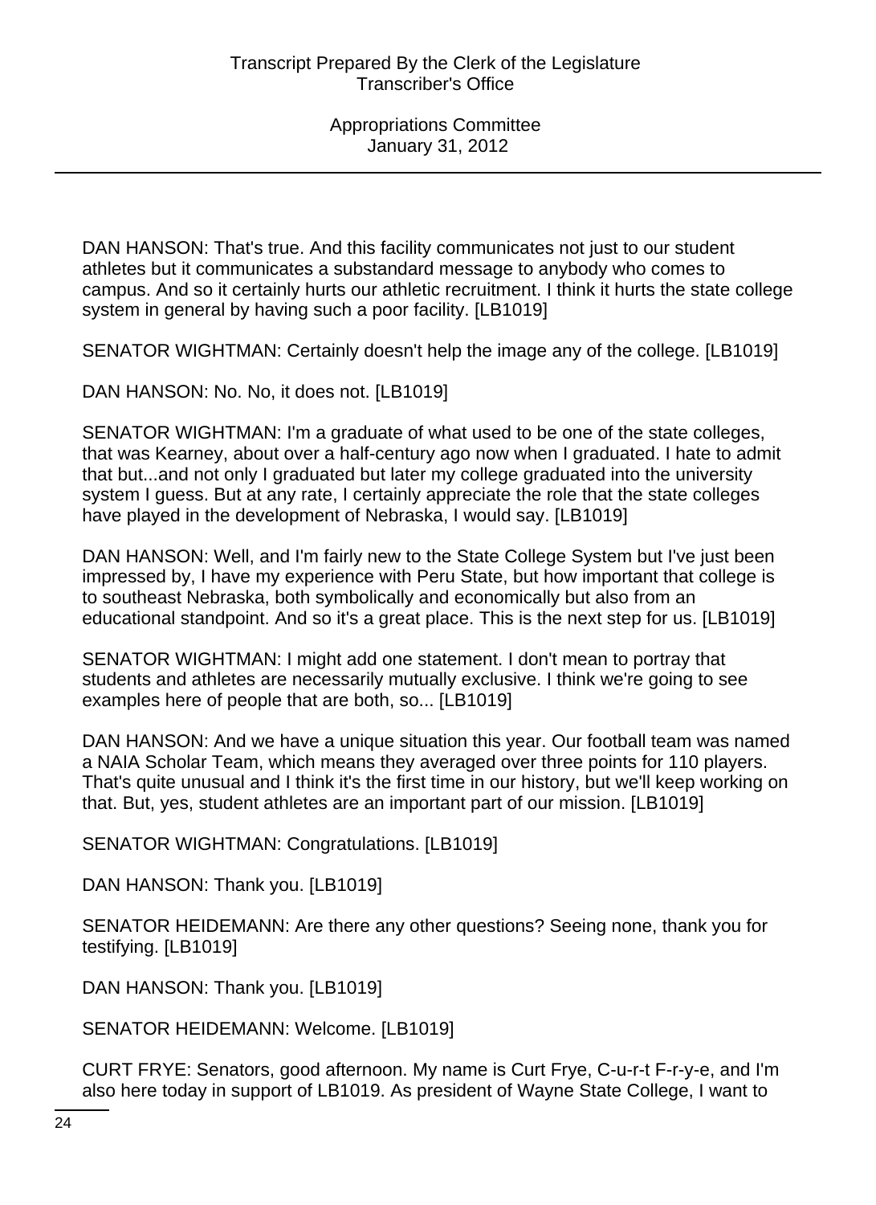DAN HANSON: That's true. And this facility communicates not just to our student athletes but it communicates a substandard message to anybody who comes to campus. And so it certainly hurts our athletic recruitment. I think it hurts the state college system in general by having such a poor facility. [LB1019]

SENATOR WIGHTMAN: Certainly doesn't help the image any of the college. [LB1019]

DAN HANSON: No. No, it does not. [LB1019]

SENATOR WIGHTMAN: I'm a graduate of what used to be one of the state colleges, that was Kearney, about over a half-century ago now when I graduated. I hate to admit that but...and not only I graduated but later my college graduated into the university system I guess. But at any rate, I certainly appreciate the role that the state colleges have played in the development of Nebraska, I would say. [LB1019]

DAN HANSON: Well, and I'm fairly new to the State College System but I've just been impressed by, I have my experience with Peru State, but how important that college is to southeast Nebraska, both symbolically and economically but also from an educational standpoint. And so it's a great place. This is the next step for us. [LB1019]

SENATOR WIGHTMAN: I might add one statement. I don't mean to portray that students and athletes are necessarily mutually exclusive. I think we're going to see examples here of people that are both, so... [LB1019]

DAN HANSON: And we have a unique situation this year. Our football team was named a NAIA Scholar Team, which means they averaged over three points for 110 players. That's quite unusual and I think it's the first time in our history, but we'll keep working on that. But, yes, student athletes are an important part of our mission. [LB1019]

SENATOR WIGHTMAN: Congratulations. [LB1019]

DAN HANSON: Thank you. [LB1019]

SENATOR HEIDEMANN: Are there any other questions? Seeing none, thank you for testifying. [LB1019]

DAN HANSON: Thank you. [LB1019]

SENATOR HEIDEMANN: Welcome. [LB1019]

CURT FRYE: Senators, good afternoon. My name is Curt Frye, C-u-r-t F-r-y-e, and I'm also here today in support of LB1019. As president of Wayne State College, I want to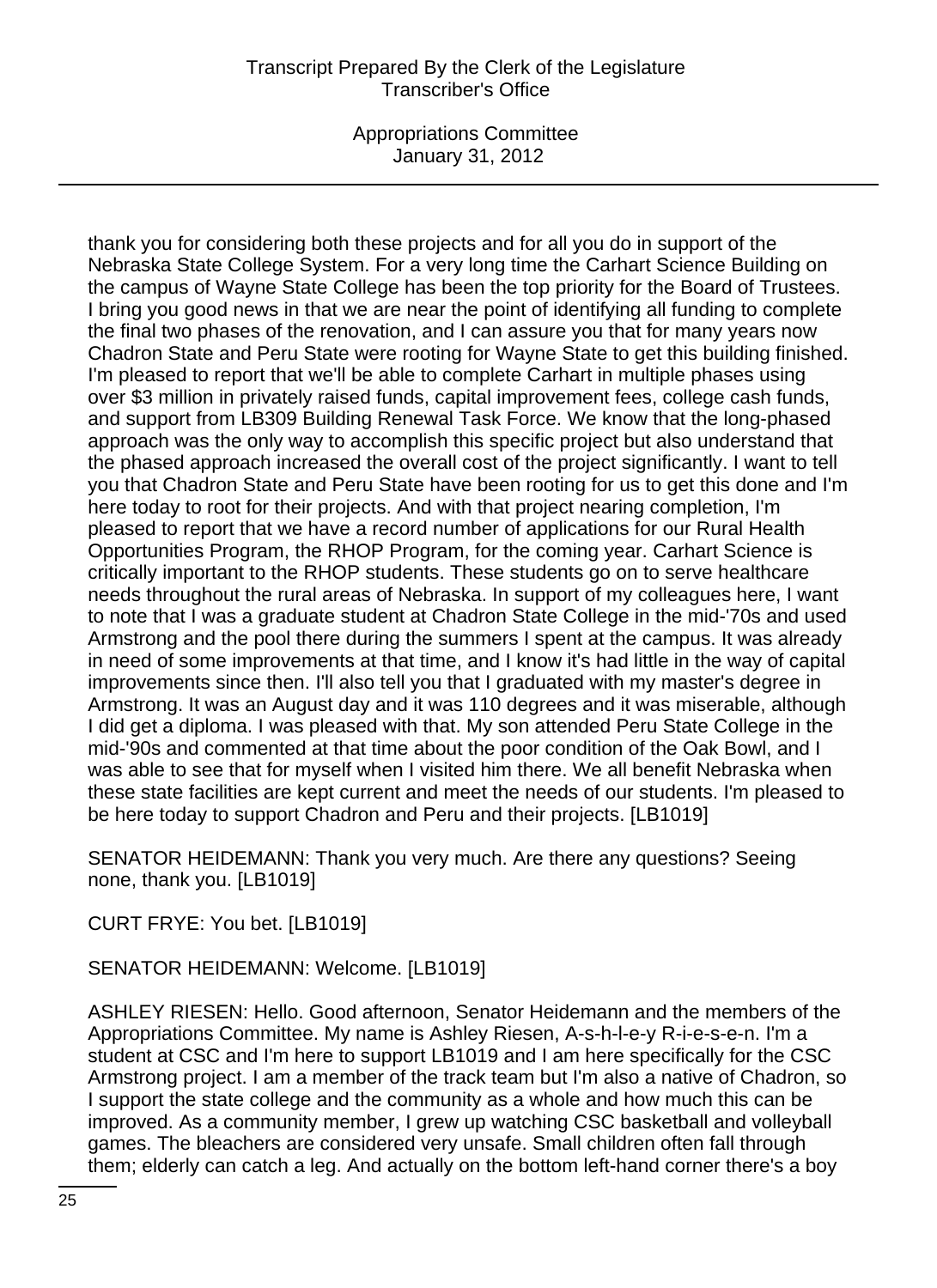thank you for considering both these projects and for all you do in support of the Nebraska State College System. For a very long time the Carhart Science Building on the campus of Wayne State College has been the top priority for the Board of Trustees. I bring you good news in that we are near the point of identifying all funding to complete the final two phases of the renovation, and I can assure you that for many years now Chadron State and Peru State were rooting for Wayne State to get this building finished. I'm pleased to report that we'll be able to complete Carhart in multiple phases using over $3 million in privately raised funds, capital improvement fees, college cash funds, and support from LB309 Building Renewal Task Force. We know that the long-phased approach was the only way to accomplish this specific project but also understand that the phased approach increased the overall cost of the project significantly. I want to tell you that Chadron State and Peru State have been rooting for us to get this done and I'm here today to root for their projects. And with that project nearing completion, I'm pleased to report that we have a record number of applications for our Rural Health Opportunities Program, the RHOP Program, for the coming year. Carhart Science is critically important to the RHOP students. These students go on to serve healthcare needs throughout the rural areas of Nebraska. In support of my colleagues here, I want to note that I was a graduate student at Chadron State College in the mid-'70s and used Armstrong and the pool there during the summers I spent at the campus. It was already in need of some improvements at that time, and I know it's had little in the way of capital improvements since then. I'll also tell you that I graduated with my master's degree in Armstrong. It was an August day and it was 110 degrees and it was miserable, although I did get a diploma. I was pleased with that. My son attended Peru State College in the mid-'90s and commented at that time about the poor condition of the Oak Bowl, and I was able to see that for myself when I visited him there. We all benefit Nebraska when these state facilities are kept current and meet the needs of our students. I'm pleased to be here today to support Chadron and Peru and their projects. [LB1019]

SENATOR HEIDEMANN: Thank you very much. Are there any questions? Seeing none, thank you. [LB1019]

CURT FRYE: You bet. [LB1019]

SENATOR HEIDEMANN: Welcome. [LB1019]

ASHLEY RIESEN: Hello. Good afternoon, Senator Heidemann and the members of the Appropriations Committee. My name is Ashley Riesen, A-s-h-l-e-y R-i-e-s-e-n. I'm a student at CSC and I'm here to support LB1019 and I am here specifically for the CSC Armstrong project. I am a member of the track team but I'm also a native of Chadron, so I support the state college and the community as a whole and how much this can be improved. As a community member, I grew up watching CSC basketball and volleyball games. The bleachers are considered very unsafe. Small children often fall through them; elderly can catch a leg. And actually on the bottom left-hand corner there's a boy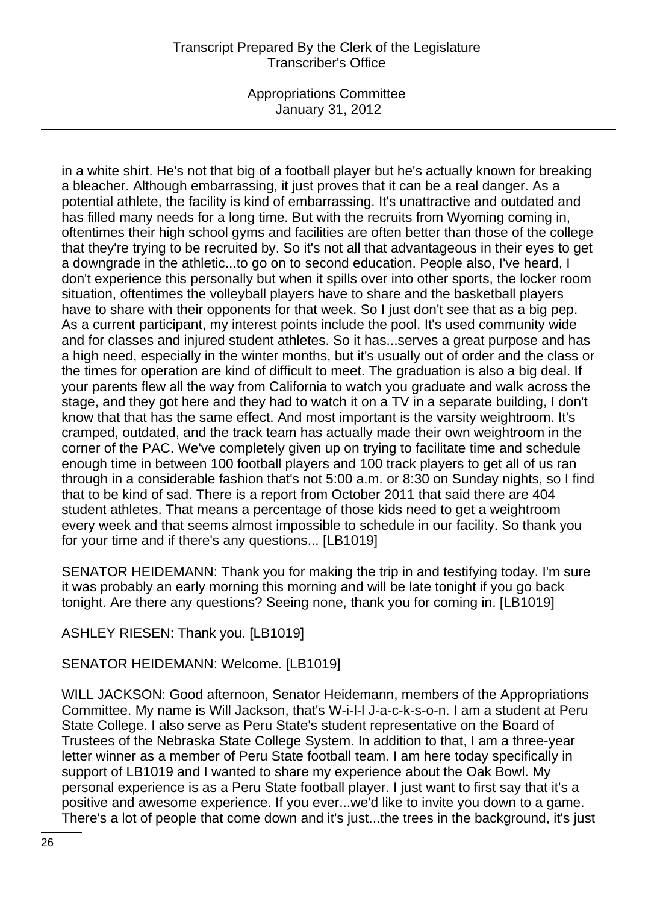in a white shirt. He's not that big of a football player but he's actually known for breaking a bleacher. Although embarrassing, it just proves that it can be a real danger. As a potential athlete, the facility is kind of embarrassing. It's unattractive and outdated and has filled many needs for a long time. But with the recruits from Wyoming coming in, oftentimes their high school gyms and facilities are often better than those of the college that they're trying to be recruited by. So it's not all that advantageous in their eyes to get a downgrade in the athletic...to go on to second education. People also, I've heard, I don't experience this personally but when it spills over into other sports, the locker room situation, oftentimes the volleyball players have to share and the basketball players have to share with their opponents for that week. So I just don't see that as a big pep. As a current participant, my interest points include the pool. It's used community wide and for classes and injured student athletes. So it has...serves a great purpose and has a high need, especially in the winter months, but it's usually out of order and the class or the times for operation are kind of difficult to meet. The graduation is also a big deal. If your parents flew all the way from California to watch you graduate and walk across the stage, and they got here and they had to watch it on a TV in a separate building, I don't know that that has the same effect. And most important is the varsity weightroom. It's cramped, outdated, and the track team has actually made their own weightroom in the corner of the PAC. We've completely given up on trying to facilitate time and schedule enough time in between 100 football players and 100 track players to get all of us ran through in a considerable fashion that's not 5:00 a.m. or 8:30 on Sunday nights, so I find that to be kind of sad. There is a report from October 2011 that said there are 404 student athletes. That means a percentage of those kids need to get a weightroom every week and that seems almost impossible to schedule in our facility. So thank you for your time and if there's any questions... [LB1019]

SENATOR HEIDEMANN: Thank you for making the trip in and testifying today. I'm sure it was probably an early morning this morning and will be late tonight if you go back tonight. Are there any questions? Seeing none, thank you for coming in. [LB1019]

ASHLEY RIESEN: Thank you. [LB1019]

SENATOR HEIDEMANN: Welcome. [LB1019]

WILL JACKSON: Good afternoon, Senator Heidemann, members of the Appropriations Committee. My name is Will Jackson, that's W-i-l-l J-a-c-k-s-o-n. I am a student at Peru State College. I also serve as Peru State's student representative on the Board of Trustees of the Nebraska State College System. In addition to that, I am a three-year letter winner as a member of Peru State football team. I am here today specifically in support of LB1019 and I wanted to share my experience about the Oak Bowl. My personal experience is as a Peru State football player. I just want to first say that it's a positive and awesome experience. If you ever...we'd like to invite you down to a game. There's a lot of people that come down and it's just...the trees in the background, it's just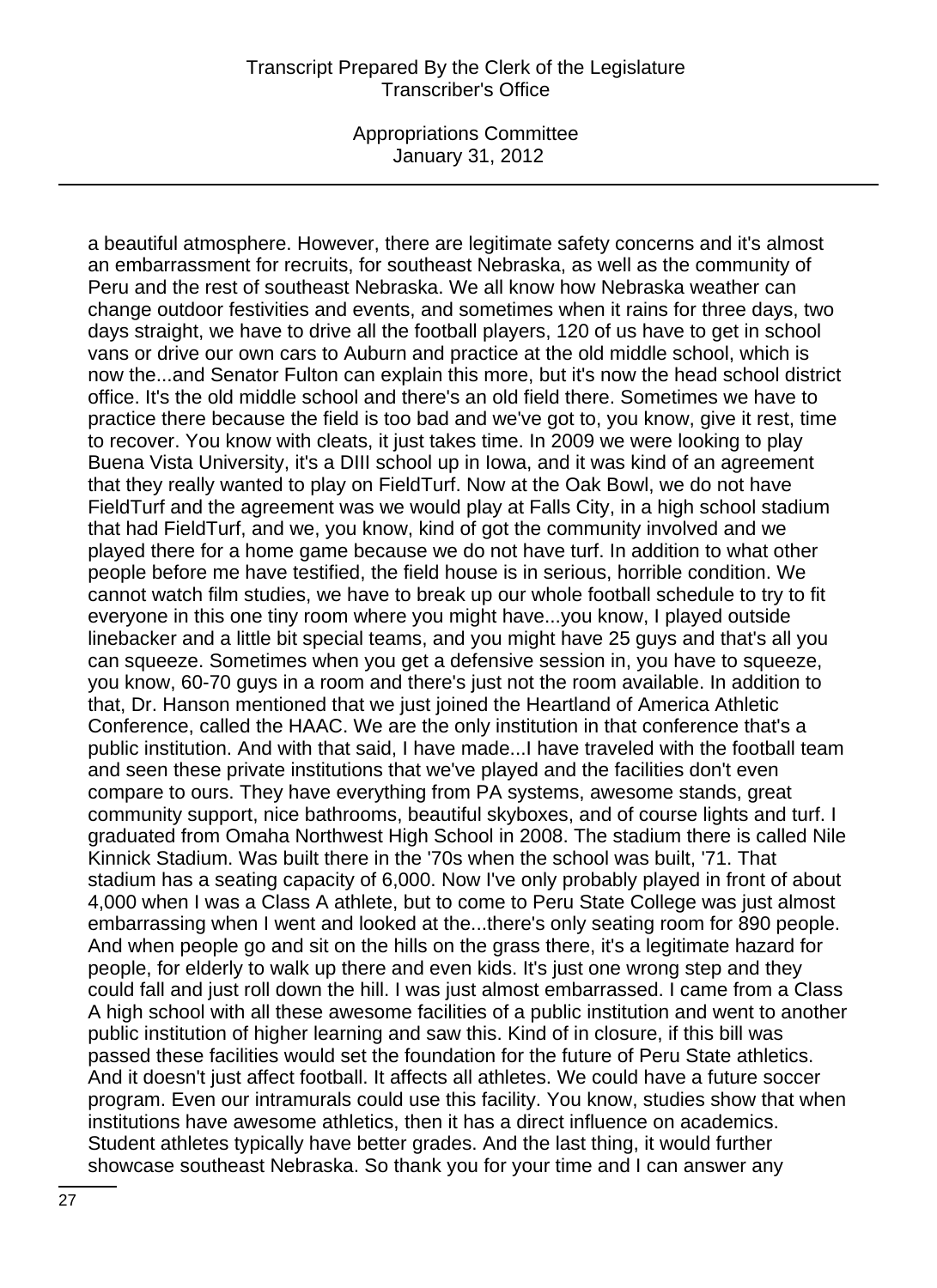a beautiful atmosphere. However, there are legitimate safety concerns and it's almost an embarrassment for recruits, for southeast Nebraska, as well as the community of Peru and the rest of southeast Nebraska. We all know how Nebraska weather can change outdoor festivities and events, and sometimes when it rains for three days, two days straight, we have to drive all the football players, 120 of us have to get in school vans or drive our own cars to Auburn and practice at the old middle school, which is now the...and Senator Fulton can explain this more, but it's now the head school district office. It's the old middle school and there's an old field there. Sometimes we have to practice there because the field is too bad and we've got to, you know, give it rest, time to recover. You know with cleats, it just takes time. In 2009 we were looking to play Buena Vista University, it's a DIII school up in Iowa, and it was kind of an agreement that they really wanted to play on FieldTurf. Now at the Oak Bowl, we do not have FieldTurf and the agreement was we would play at Falls City, in a high school stadium that had FieldTurf, and we, you know, kind of got the community involved and we played there for a home game because we do not have turf. In addition to what other people before me have testified, the field house is in serious, horrible condition. We cannot watch film studies, we have to break up our whole football schedule to try to fit everyone in this one tiny room where you might have...you know, I played outside linebacker and a little bit special teams, and you might have 25 guys and that's all you can squeeze. Sometimes when you get a defensive session in, you have to squeeze, you know, 60-70 guys in a room and there's just not the room available. In addition to that, Dr. Hanson mentioned that we just joined the Heartland of America Athletic Conference, called the HAAC. We are the only institution in that conference that's a public institution. And with that said, I have made...I have traveled with the football team and seen these private institutions that we've played and the facilities don't even compare to ours. They have everything from PA systems, awesome stands, great community support, nice bathrooms, beautiful skyboxes, and of course lights and turf. I graduated from Omaha Northwest High School in 2008. The stadium there is called Nile Kinnick Stadium. Was built there in the '70s when the school was built, '71. That stadium has a seating capacity of 6,000. Now I've only probably played in front of about 4,000 when I was a Class A athlete, but to come to Peru State College was just almost embarrassing when I went and looked at the...there's only seating room for 890 people. And when people go and sit on the hills on the grass there, it's a legitimate hazard for people, for elderly to walk up there and even kids. It's just one wrong step and they could fall and just roll down the hill. I was just almost embarrassed. I came from a Class A high school with all these awesome facilities of a public institution and went to another public institution of higher learning and saw this. Kind of in closure, if this bill was passed these facilities would set the foundation for the future of Peru State athletics. And it doesn't just affect football. It affects all athletes. We could have a future soccer program. Even our intramurals could use this facility. You know, studies show that when institutions have awesome athletics, then it has a direct influence on academics. Student athletes typically have better grades. And the last thing, it would further showcase southeast Nebraska. So thank you for your time and I can answer any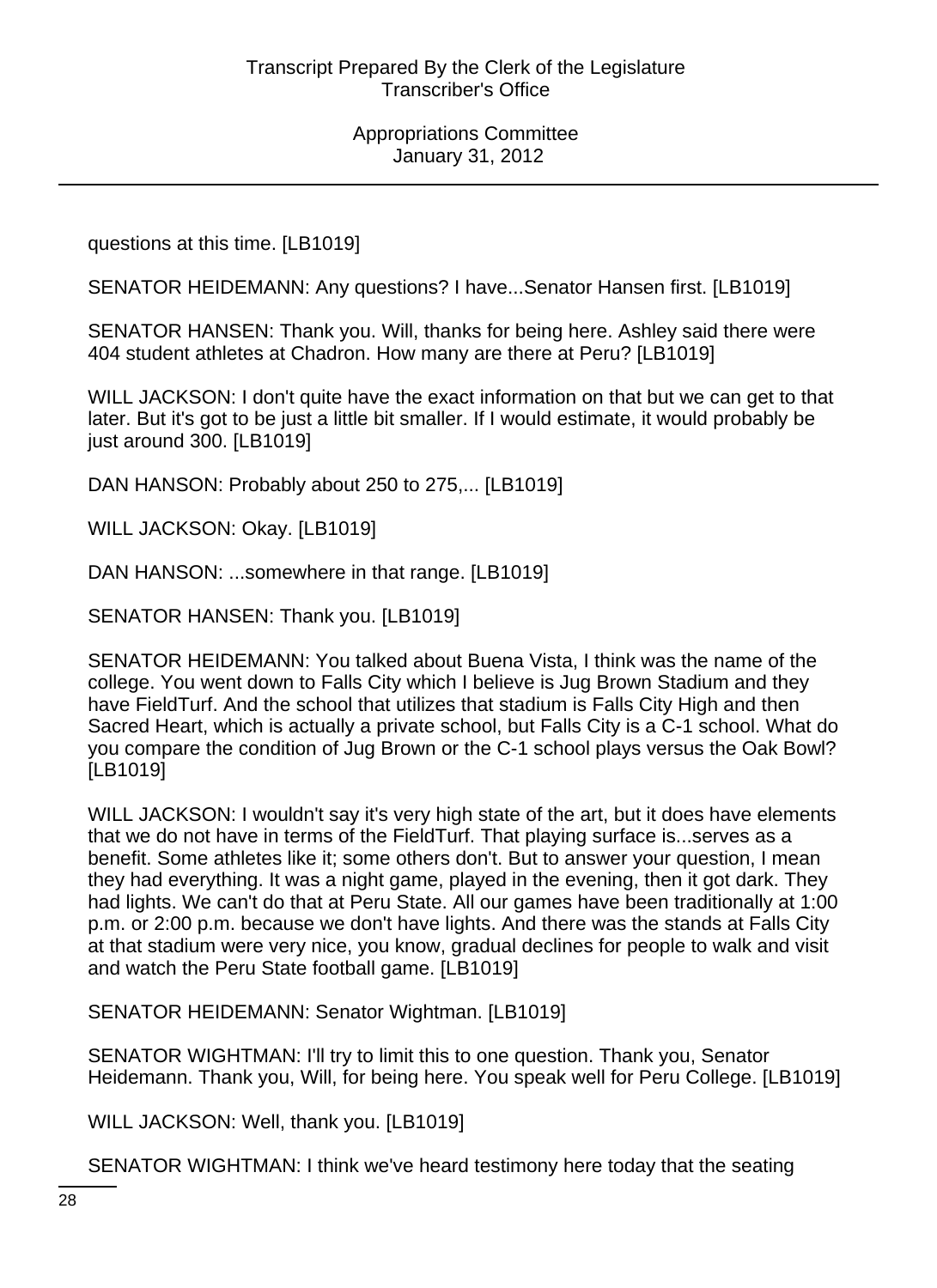questions at this time. [LB1019]

SENATOR HEIDEMANN: Any questions? I have...Senator Hansen first. [LB1019]

SENATOR HANSEN: Thank you. Will, thanks for being here. Ashley said there were 404 student athletes at Chadron. How many are there at Peru? [LB1019]

WILL JACKSON: I don't quite have the exact information on that but we can get to that later. But it's got to be just a little bit smaller. If I would estimate, it would probably be just around 300. [LB1019]

DAN HANSON: Probably about 250 to 275,... [LB1019]

WILL JACKSON: Okay. [LB1019]

DAN HANSON: ...somewhere in that range. [LB1019]

SENATOR HANSEN: Thank you. [LB1019]

SENATOR HEIDEMANN: You talked about Buena Vista, I think was the name of the college. You went down to Falls City which I believe is Jug Brown Stadium and they have FieldTurf. And the school that utilizes that stadium is Falls City High and then Sacred Heart, which is actually a private school, but Falls City is a C-1 school. What do you compare the condition of Jug Brown or the C-1 school plays versus the Oak Bowl? [LB1019]

WILL JACKSON: I wouldn't say it's very high state of the art, but it does have elements that we do not have in terms of the FieldTurf. That playing surface is...serves as a benefit. Some athletes like it; some others don't. But to answer your question, I mean they had everything. It was a night game, played in the evening, then it got dark. They had lights. We can't do that at Peru State. All our games have been traditionally at 1:00 p.m. or 2:00 p.m. because we don't have lights. And there was the stands at Falls City at that stadium were very nice, you know, gradual declines for people to walk and visit and watch the Peru State football game. [LB1019]

SENATOR HEIDEMANN: Senator Wightman. [LB1019]

SENATOR WIGHTMAN: I'll try to limit this to one question. Thank you, Senator Heidemann. Thank you, Will, for being here. You speak well for Peru College. [LB1019]

WILL JACKSON: Well, thank you. [LB1019]

SENATOR WIGHTMAN: I think we've heard testimony here today that the seating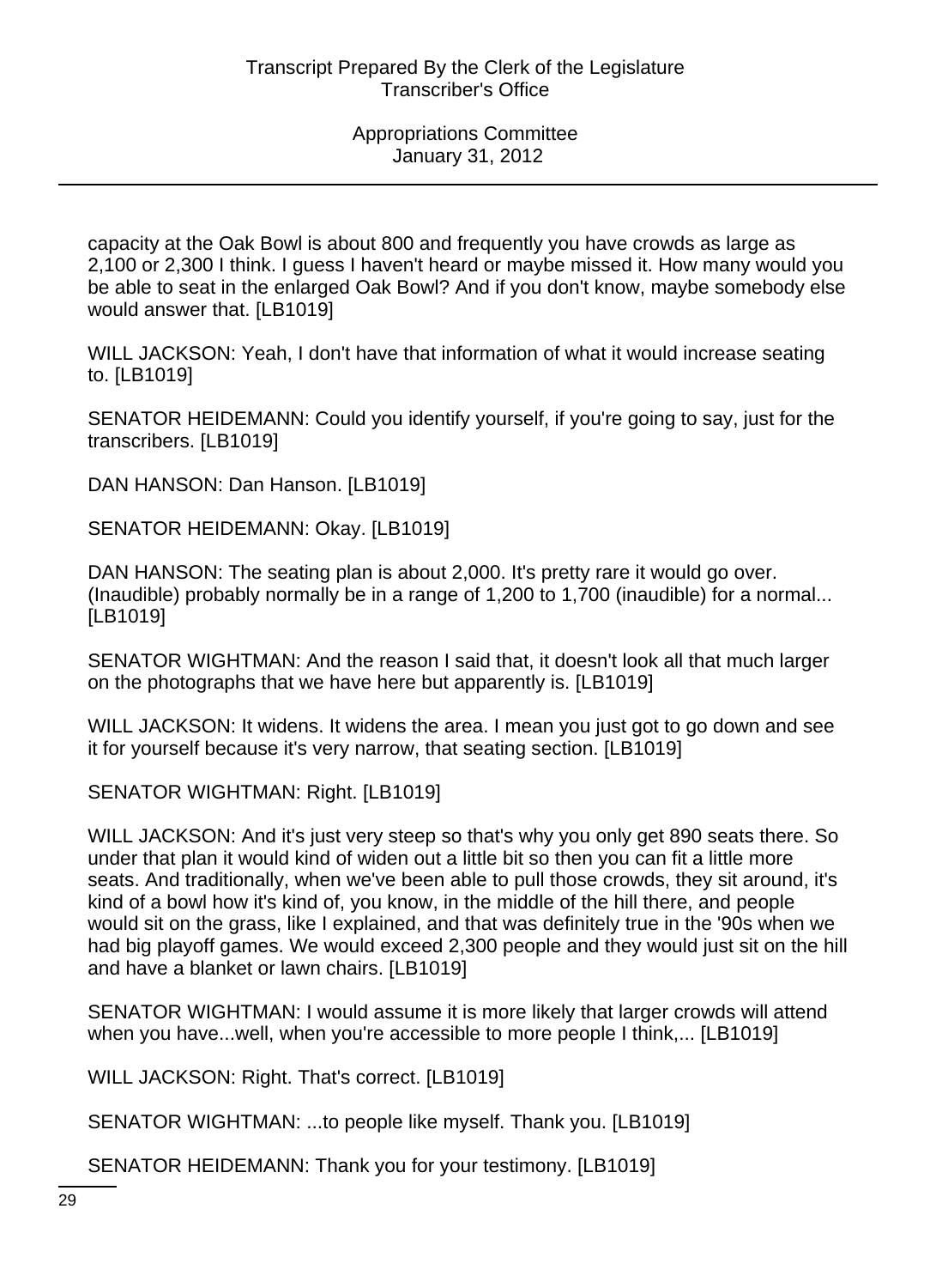capacity at the Oak Bowl is about 800 and frequently you have crowds as large as 2,100 or 2,300 I think. I guess I haven't heard or maybe missed it. How many would you be able to seat in the enlarged Oak Bowl? And if you don't know, maybe somebody else would answer that. [LB1019]

WILL JACKSON: Yeah, I don't have that information of what it would increase seating to. [LB1019]

SENATOR HEIDEMANN: Could you identify yourself, if you're going to say, just for the transcribers. [LB1019]

DAN HANSON: Dan Hanson. [LB1019]

SENATOR HEIDEMANN: Okay. [LB1019]

DAN HANSON: The seating plan is about 2,000. It's pretty rare it would go over. (Inaudible) probably normally be in a range of 1,200 to 1,700 (inaudible) for a normal... [LB1019]

SENATOR WIGHTMAN: And the reason I said that, it doesn't look all that much larger on the photographs that we have here but apparently is. [LB1019]

WILL JACKSON: It widens. It widens the area. I mean you just got to go down and see it for yourself because it's very narrow, that seating section. [LB1019]

SENATOR WIGHTMAN: Right. [LB1019]

WILL JACKSON: And it's just very steep so that's why you only get 890 seats there. So under that plan it would kind of widen out a little bit so then you can fit a little more seats. And traditionally, when we've been able to pull those crowds, they sit around, it's kind of a bowl how it's kind of, you know, in the middle of the hill there, and people would sit on the grass, like I explained, and that was definitely true in the '90s when we had big playoff games. We would exceed 2,300 people and they would just sit on the hill and have a blanket or lawn chairs. [LB1019]

SENATOR WIGHTMAN: I would assume it is more likely that larger crowds will attend when you have...well, when you're accessible to more people I think,... [LB1019]

WILL JACKSON: Right. That's correct. [LB1019]

SENATOR WIGHTMAN: ...to people like myself. Thank you. [LB1019]

SENATOR HEIDEMANN: Thank you for your testimony. [LB1019]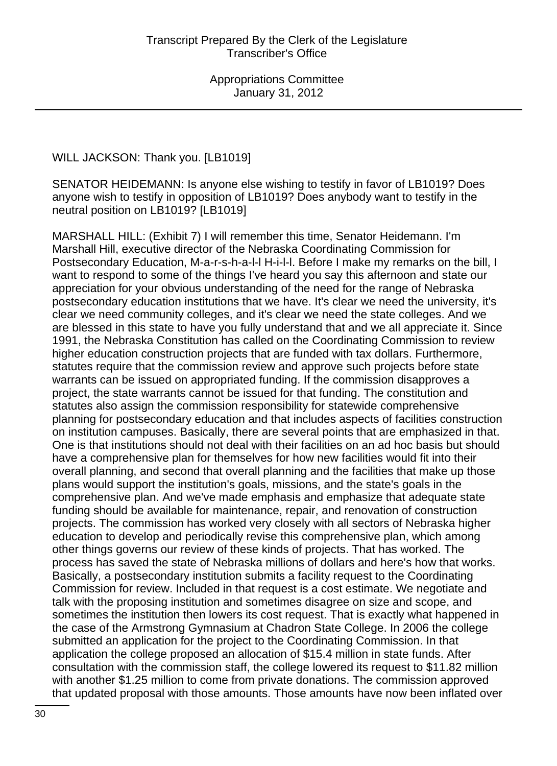WILL JACKSON: Thank you. [LB1019]

SENATOR HEIDEMANN: Is anyone else wishing to testify in favor of LB1019? Does anyone wish to testify in opposition of LB1019? Does anybody want to testify in the neutral position on LB1019? [LB1019]

MARSHALL HILL: (Exhibit 7) I will remember this time, Senator Heidemann. I'm Marshall Hill, executive director of the Nebraska Coordinating Commission for Postsecondary Education, M-a-r-s-h-a-l-l H-i-l-l. Before I make my remarks on the bill, I want to respond to some of the things I've heard you say this afternoon and state our appreciation for your obvious understanding of the need for the range of Nebraska postsecondary education institutions that we have. It's clear we need the university, it's clear we need community colleges, and it's clear we need the state colleges. And we are blessed in this state to have you fully understand that and we all appreciate it. Since 1991, the Nebraska Constitution has called on the Coordinating Commission to review higher education construction projects that are funded with tax dollars. Furthermore, statutes require that the commission review and approve such projects before state warrants can be issued on appropriated funding. If the commission disapproves a project, the state warrants cannot be issued for that funding. The constitution and statutes also assign the commission responsibility for statewide comprehensive planning for postsecondary education and that includes aspects of facilities construction on institution campuses. Basically, there are several points that are emphasized in that. One is that institutions should not deal with their facilities on an ad hoc basis but should have a comprehensive plan for themselves for how new facilities would fit into their overall planning, and second that overall planning and the facilities that make up those plans would support the institution's goals, missions, and the state's goals in the comprehensive plan. And we've made emphasis and emphasize that adequate state funding should be available for maintenance, repair, and renovation of construction projects. The commission has worked very closely with all sectors of Nebraska higher education to develop and periodically revise this comprehensive plan, which among other things governs our review of these kinds of projects. That has worked. The process has saved the state of Nebraska millions of dollars and here's how that works. Basically, a postsecondary institution submits a facility request to the Coordinating Commission for review. Included in that request is a cost estimate. We negotiate and talk with the proposing institution and sometimes disagree on size and scope, and sometimes the institution then lowers its cost request. That is exactly what happened in the case of the Armstrong Gymnasium at Chadron State College. In 2006 the college submitted an application for the project to the Coordinating Commission. In that application the college proposed an allocation of $15.4 million in state funds. After consultation with the commission staff, the college lowered its request to $11.82 million with another $1.25 million to come from private donations. The commission approved that updated proposal with those amounts. Those amounts have now been inflated over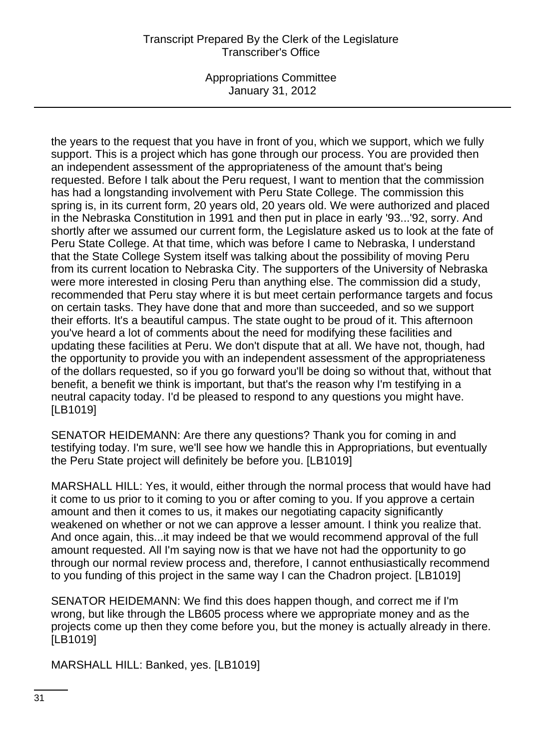the years to the request that you have in front of you, which we support, which we fully support. This is a project which has gone through our process. You are provided then an independent assessment of the appropriateness of the amount that's being requested. Before I talk about the Peru request, I want to mention that the commission has had a longstanding involvement with Peru State College. The commission this spring is, in its current form, 20 years old, 20 years old. We were authorized and placed in the Nebraska Constitution in 1991 and then put in place in early '93...'92, sorry. And shortly after we assumed our current form, the Legislature asked us to look at the fate of Peru State College. At that time, which was before I came to Nebraska, I understand that the State College System itself was talking about the possibility of moving Peru from its current location to Nebraska City. The supporters of the University of Nebraska were more interested in closing Peru than anything else. The commission did a study, recommended that Peru stay where it is but meet certain performance targets and focus on certain tasks. They have done that and more than succeeded, and so we support their efforts. It's a beautiful campus. The state ought to be proud of it. This afternoon you've heard a lot of comments about the need for modifying these facilities and updating these facilities at Peru. We don't dispute that at all. We have not, though, had the opportunity to provide you with an independent assessment of the appropriateness of the dollars requested, so if you go forward you'll be doing so without that, without that benefit, a benefit we think is important, but that's the reason why I'm testifying in a neutral capacity today. I'd be pleased to respond to any questions you might have. [LB1019]

SENATOR HEIDEMANN: Are there any questions? Thank you for coming in and testifying today. I'm sure, we'll see how we handle this in Appropriations, but eventually the Peru State project will definitely be before you. [LB1019]

MARSHALL HILL: Yes, it would, either through the normal process that would have had it come to us prior to it coming to you or after coming to you. If you approve a certain amount and then it comes to us, it makes our negotiating capacity significantly weakened on whether or not we can approve a lesser amount. I think you realize that. And once again, this...it may indeed be that we would recommend approval of the full amount requested. All I'm saying now is that we have not had the opportunity to go through our normal review process and, therefore, I cannot enthusiastically recommend to you funding of this project in the same way I can the Chadron project. [LB1019]

SENATOR HEIDEMANN: We find this does happen though, and correct me if I'm wrong, but like through the LB605 process where we appropriate money and as the projects come up then they come before you, but the money is actually already in there. [LB1019]

MARSHALL HILL: Banked, yes. [LB1019]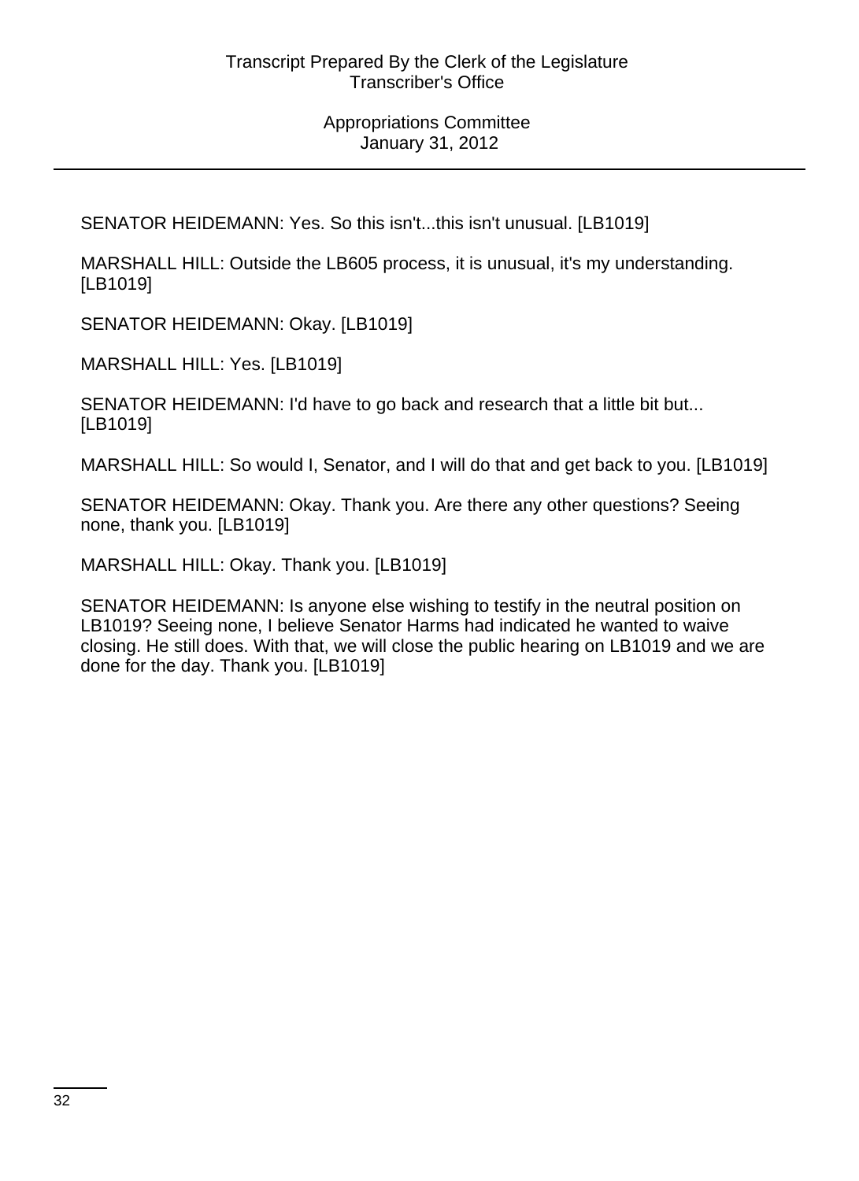SENATOR HEIDEMANN: Yes. So this isn't...this isn't unusual. [LB1019]

MARSHALL HILL: Outside the LB605 process, it is unusual, it's my understanding. [LB1019]

SENATOR HEIDEMANN: Okay. [LB1019]

MARSHALL HILL: Yes. [LB1019]

SENATOR HEIDEMANN: I'd have to go back and research that a little bit but... [LB1019]

MARSHALL HILL: So would I, Senator, and I will do that and get back to you. [LB1019]

SENATOR HEIDEMANN: Okay. Thank you. Are there any other questions? Seeing none, thank you. [LB1019]

MARSHALL HILL: Okay. Thank you. [LB1019]

SENATOR HEIDEMANN: Is anyone else wishing to testify in the neutral position on LB1019? Seeing none, I believe Senator Harms had indicated he wanted to waive closing. He still does. With that, we will close the public hearing on LB1019 and we are done for the day. Thank you. [LB1019]